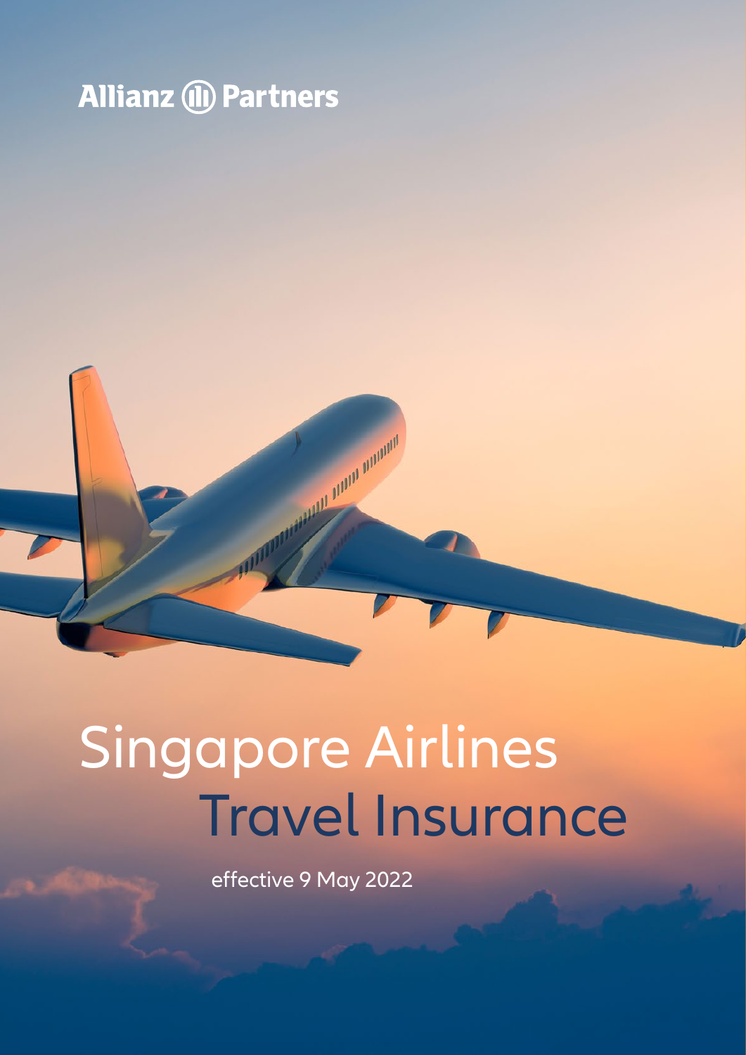Allianz Partners

# Singapore Airlines Travel Insurance

effective 9 May 2022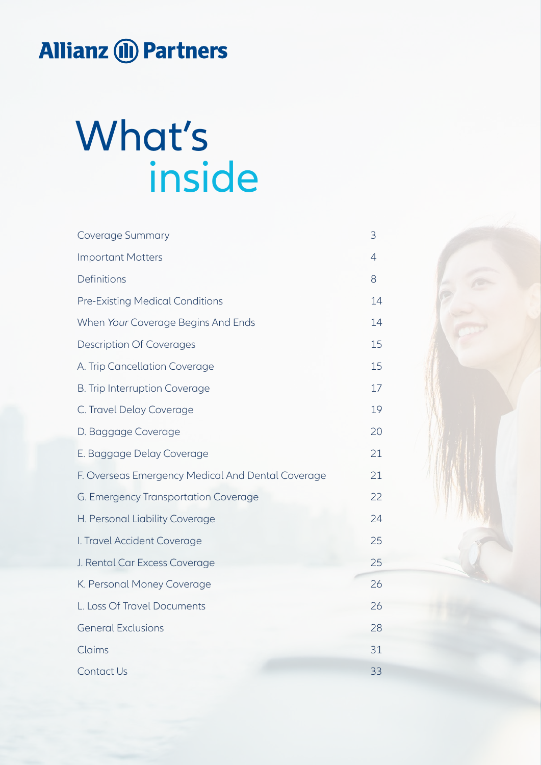Allianz Partners

# What's inside

| | |
|---|---|
| Coverage Summary | 3 |
| Important Matters | 4 |
| Definitions | 8 |
| Pre-Existing Medical Conditions | 14 |
| When *Your* Coverage Begins And Ends | 14 |
| Description Of Coverages | 15 |
| A. Trip Cancellation Coverage | 15 |
| B. Trip Interruption Coverage | 17 |
| C. Travel Delay Coverage | 19 |
| D. Baggage Coverage | 20 |
| E. Baggage Delay Coverage | 21 |
| F. Overseas Emergency Medical And Dental Coverage | 21 |
| G. Emergency Transportation Coverage | 22 |
| H. Personal Liability Coverage | 24 |
| I. Travel Accident Coverage | 25 |
| J. Rental Car Excess Coverage | 25 |
| K. Personal Money Coverage | 26 |
| L. Loss Of Travel Documents | 26 |
| General Exclusions | 28 |
| Claims | 31 |
| Contact Us | 33 |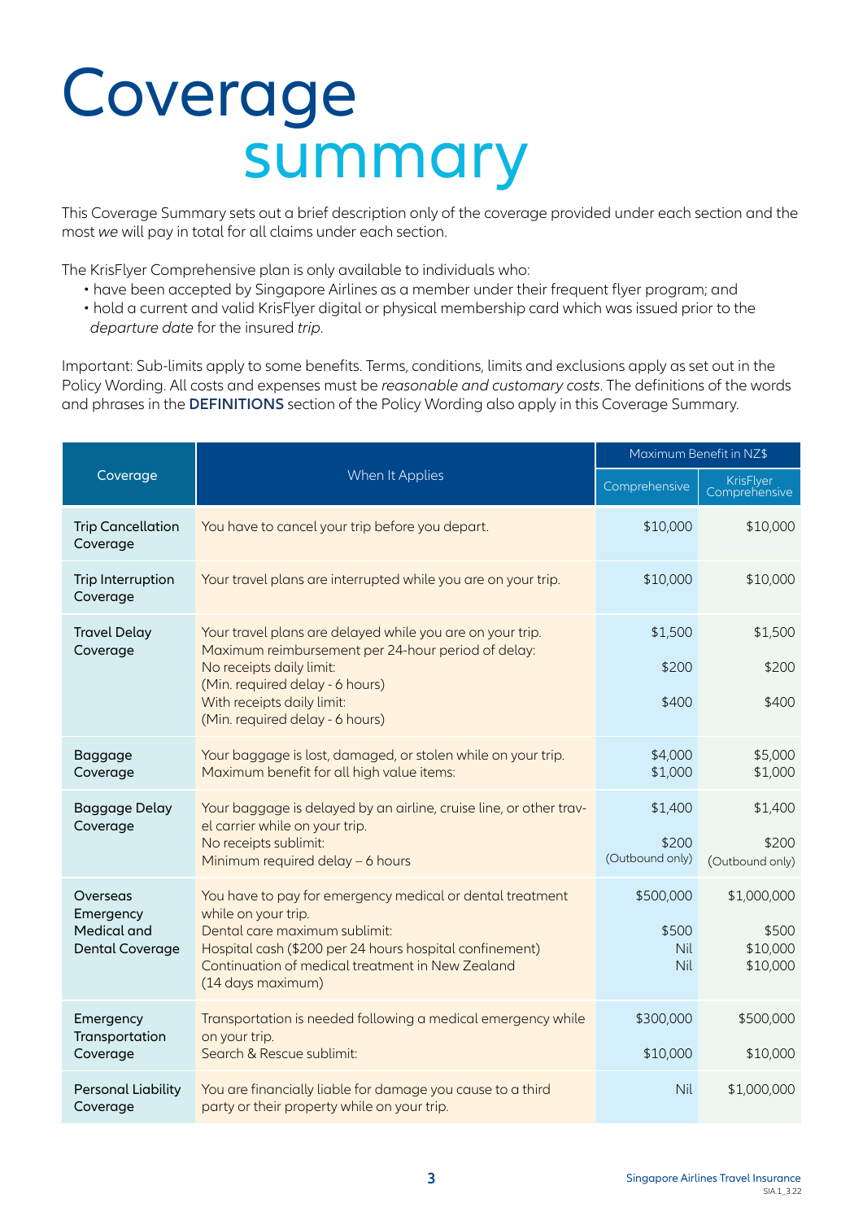# Coverage summary

This Coverage Summary sets out a brief description only of the coverage provided under each section and the most *we* will pay in total for all claims under each section.

The KrisFlyer Comprehensive plan is only available to individuals who:

- have been accepted by Singapore Airlines as a member under their frequent flyer program; and
- hold a current and valid KrisFlyer digital or physical membership card which was issued prior to the *departure date* for the insured *trip*.

Important: Sub-limits apply to some benefits. Terms, conditions, limits and exclusions apply as set out in the Policy Wording. All costs and expenses must be *reasonable and customary costs*. The definitions of the words and phrases in the **DEFINITIONS** section of the Policy Wording also apply in this Coverage Summary.

| Coverage | When It Applies | Maximum Benefit in NZ$ | |
|---|---|---|---|
| | | Comprehensive | KrisFlyer Comprehensive |
| Trip Cancellation Coverage | You have to cancel your trip before you depart. | $10,000 | $10,000 |
| Trip Interruption Coverage | Your travel plans are interrupted while you are on your trip. | $10,000 | $10,000 |
| Travel Delay Coverage | Your travel plans are delayed while you are on your trip. Maximum reimbursement per 24-hour period of delay: | $1,500 | $1,500 |
| | No receipts daily limit: (Min. required delay - 6 hours) | $200 | $200 |
| | With receipts daily limit: (Min. required delay - 6 hours) | $400 | $400 |
| Baggage Coverage | Your baggage is lost, damaged, or stolen while on your trip. | $4,000 | $5,000 |
| | Maximum benefit for all high value items: | $1,000 | $1,000 |
| Baggage Delay Coverage | Your baggage is delayed by an airline, cruise line, or other travel carrier while on your trip. | $1,400 | $1,400 |
| | No receipts sublimit: Minimum required delay – 6 hours | $200 (Outbound only) | $200 (Outbound only) |
| Overseas Emergency Medical and Dental Coverage | You have to pay for emergency medical or dental treatment while on your trip. | $500,000 | $1,000,000 |
| | Dental care maximum sublimit: | $500 | $500 |
| | Hospital cash ($200 per 24 hours hospital confinement) | Nil | $10,000 |
| | Continuation of medical treatment in New Zealand (14 days maximum) | Nil | $10,000 |
| Emergency Transportation Coverage | Transportation is needed following a medical emergency while on your trip. | $300,000 | $500,000 |
| | Search & Rescue sublimit: | $10,000 | $10,000 |
| Personal Liability Coverage | You are financially liable for damage you cause to a third party or their property while on your trip. | Nil | $1,000,000 |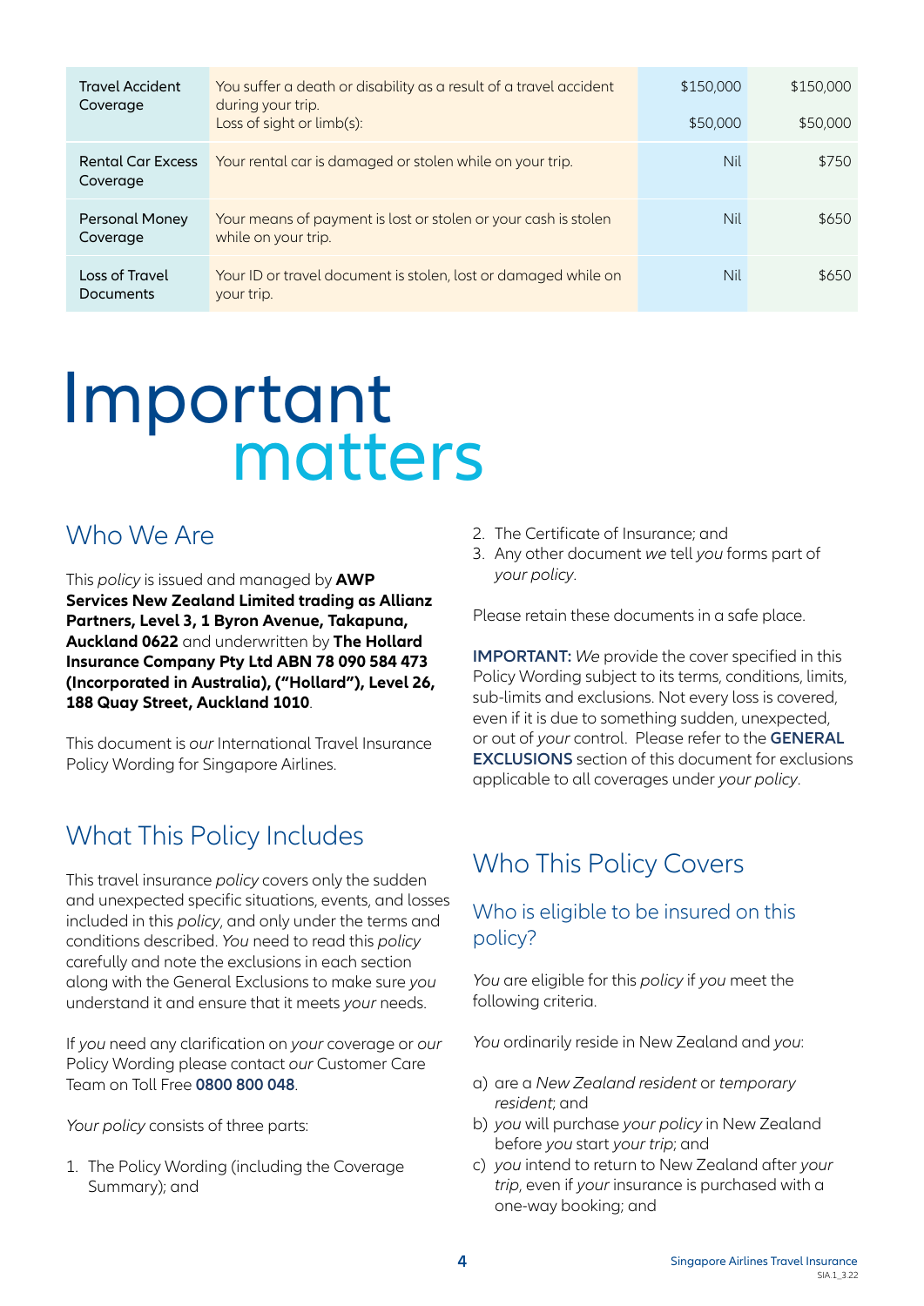| | | | |
|---|---|---|---|
| Travel Accident Coverage | You suffer a death or disability as a result of a travel accident during your trip.<br>Loss of sight or limb(s): | $150,000<br><br>$50,000 | $150,000<br><br>$50,000 |
| Rental Car Excess Coverage | Your rental car is damaged or stolen while on your trip. | Nil | $750 |
| Personal Money Coverage | Your means of payment is lost or stolen or your cash is stolen while on your trip. | Nil | $650 |
| Loss of Travel Documents | Your ID or travel document is stolen, lost or damaged while on your trip. | Nil | $650 |

# Important matters

## Who We Are

This *policy* is issued and managed by **AWP Services New Zealand Limited trading as Allianz Partners, Level 3, 1 Byron Avenue, Takapuna, Auckland 0622** and underwritten by **The Hollard Insurance Company Pty Ltd ABN 78 090 584 473 (Incorporated in Australia), ("Hollard"), Level 26, 188 Quay Street, Auckland 1010**.

This document is *our* International Travel Insurance Policy Wording for Singapore Airlines.

## What This Policy Includes

This travel insurance *policy* covers only the sudden and unexpected specific situations, events, and losses included in this *policy*, and only under the terms and conditions described. *You* need to read this *policy* carefully and note the exclusions in each section along with the General Exclusions to make sure *you* understand it and ensure that it meets *your* needs.

If *you* need any clarification on *your* coverage or *our* Policy Wording please contact *our* Customer Care Team on Toll Free **0800 800 048**.

*Your policy* consists of three parts:

1. The Policy Wording (including the Coverage Summary); and
2. The Certificate of Insurance; and
3. Any other document *we* tell *you* forms part of *your policy*.

Please retain these documents in a safe place.

**IMPORTANT:** *We* provide the cover specified in this Policy Wording subject to its terms, conditions, limits, sub-limits and exclusions. Not every loss is covered, even if it is due to something sudden, unexpected, or out of *your* control. Please refer to the **GENERAL EXCLUSIONS** section of this document for exclusions applicable to all coverages under *your policy*.

## Who This Policy Covers

### Who is eligible to be insured on this policy?

*You* are eligible for this *policy* if *you* meet the following criteria.

*You* ordinarily reside in New Zealand and *you*:

a) are a *New Zealand resident* or *temporary resident*; and
b) *you* will purchase *your policy* in New Zealand before *you* start *your trip*; and
c) *you* intend to return to New Zealand after *your trip*, even if *your* insurance is purchased with a one-way booking; and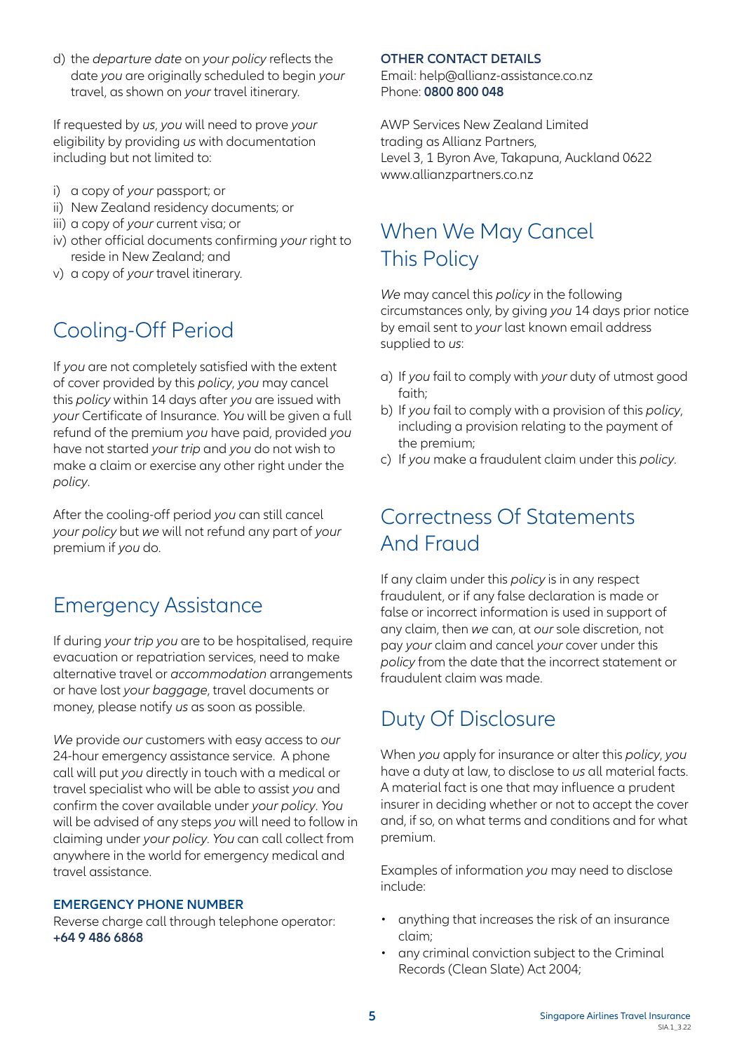d) the *departure date* on *your policy* reflects the date *you* are originally scheduled to begin *your* travel, as shown on *your* travel itinerary.

If requested by *us*, *you* will need to prove *your* eligibility by providing *us* with documentation including but not limited to:

i) a copy of *your* passport; or
ii) New Zealand residency documents; or
iii) a copy of *your* current visa; or
iv) other official documents confirming *your* right to reside in New Zealand; and
v) a copy of *your* travel itinerary.

## Cooling-Off Period

If *you* are not completely satisfied with the extent of cover provided by this *policy*, *you* may cancel this *policy* within 14 days after *you* are issued with *your* Certificate of Insurance. *You* will be given a full refund of the premium *you* have paid, provided *you* have not started *your trip* and *you* do not wish to make a claim or exercise any other right under the *policy*.

After the cooling-off period *you* can still cancel *your policy* but *we* will not refund any part of *your* premium if *you* do.

## Emergency Assistance

If during *your trip you* are to be hospitalised, require evacuation or repatriation services, need to make alternative travel or *accommodation* arrangements or have lost *your baggage*, travel documents or money, please notify *us* as soon as possible.

*We* provide *our* customers with easy access to *our* 24-hour emergency assistance service. A phone call will put *you* directly in touch with a medical or travel specialist who will be able to assist *you* and confirm the cover available under *your policy*. *You* will be advised of any steps *you* will need to follow in claiming under *your policy*. *You* can call collect from anywhere in the world for emergency medical and travel assistance.

**EMERGENCY PHONE NUMBER**
Reverse charge call through telephone operator:
**+64 9 486 6868**

**OTHER CONTACT DETAILS**
Email: help@allianz-assistance.co.nz
Phone: **0800 800 048**

AWP Services New Zealand Limited
trading as Allianz Partners,
Level 3, 1 Byron Ave, Takapuna, Auckland 0622
www.allianzpartners.co.nz

## When We May Cancel This Policy

*We* may cancel this *policy* in the following circumstances only, by giving *you* 14 days prior notice by email sent to *your* last known email address supplied to *us*:

a) If *you* fail to comply with *your* duty of utmost good faith;
b) If *you* fail to comply with a provision of this *policy*, including a provision relating to the payment of the premium;
c) If *you* make a fraudulent claim under this *policy*.

## Correctness Of Statements And Fraud

If any claim under this *policy* is in any respect fraudulent, or if any false declaration is made or false or incorrect information is used in support of any claim, then *we* can, at *our* sole discretion, not pay *your* claim and cancel *your* cover under this *policy* from the date that the incorrect statement or fraudulent claim was made.

## Duty Of Disclosure

When *you* apply for insurance or alter this *policy*, *you* have a duty at law, to disclose to *us* all material facts. A material fact is one that may influence a prudent insurer in deciding whether or not to accept the cover and, if so, on what terms and conditions and for what premium.

Examples of information *you* may need to disclose include:

- anything that increases the risk of an insurance claim;
- any criminal conviction subject to the Criminal Records (Clean Slate) Act 2004;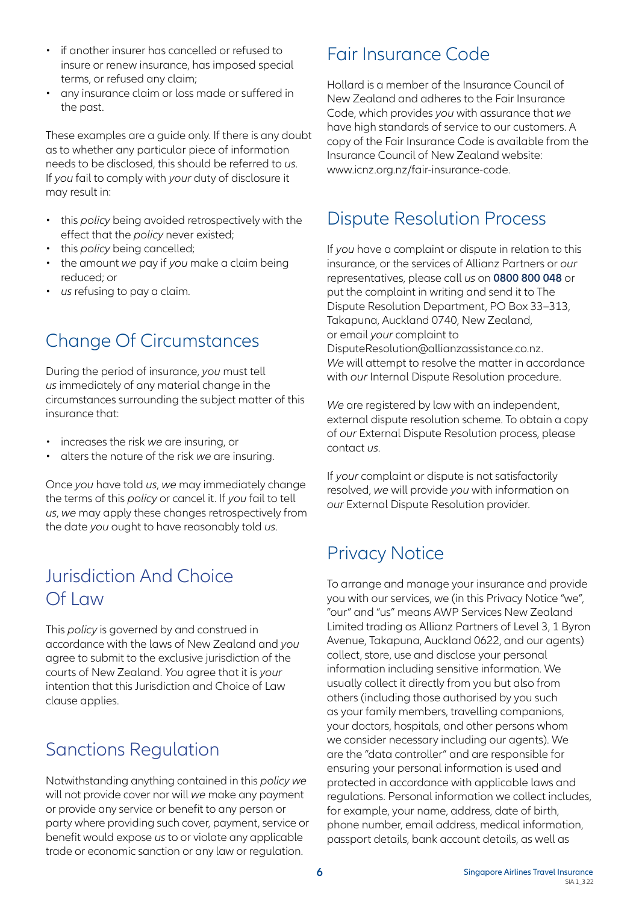- if another insurer has cancelled or refused to insure or renew insurance, has imposed special terms, or refused any claim;
- any insurance claim or loss made or suffered in the past.

These examples are a guide only. If there is any doubt as to whether any particular piece of information needs to be disclosed, this should be referred to *us*. If *you* fail to comply with *your* duty of disclosure it may result in:

- this *policy* being avoided retrospectively with the effect that the *policy* never existed;
- this *policy* being cancelled;
- the amount *we* pay if *you* make a claim being reduced; or
- *us* refusing to pay a claim.

## Change Of Circumstances

During the period of insurance, *you* must tell *us* immediately of any material change in the circumstances surrounding the subject matter of this insurance that:

- increases the risk *we* are insuring, or
- alters the nature of the risk *we* are insuring.

Once *you* have told *us*, *we* may immediately change the terms of this *policy* or cancel it. If *you* fail to tell *us*, *we* may apply these changes retrospectively from the date *you* ought to have reasonably told *us*.

## Jurisdiction And Choice Of Law

This *policy* is governed by and construed in accordance with the laws of New Zealand and *you* agree to submit to the exclusive jurisdiction of the courts of New Zealand. *You* agree that it is *your* intention that this Jurisdiction and Choice of Law clause applies.

## Sanctions Regulation

Notwithstanding anything contained in this *policy we* will not provide cover nor will *we* make any payment or provide any service or benefit to any person or party where providing such cover, payment, service or benefit would expose *us* to or violate any applicable trade or economic sanction or any law or regulation.

## Fair Insurance Code

Hollard is a member of the Insurance Council of New Zealand and adheres to the Fair Insurance Code, which provides *you* with assurance that *we* have high standards of service to our customers. A copy of the Fair Insurance Code is available from the Insurance Council of New Zealand website: www.icnz.org.nz/fair-insurance-code.

## Dispute Resolution Process

If *you* have a complaint or dispute in relation to this insurance, or the services of Allianz Partners or *our* representatives, please call *us* on **0800 800 048** or put the complaint in writing and send it to The Dispute Resolution Department, PO Box 33–313, Takapuna, Auckland 0740, New Zealand, or email *your* complaint to DisputeResolution@allianzassistance.co.nz. *We* will attempt to resolve the matter in accordance with *our* Internal Dispute Resolution procedure.

*We* are registered by law with an independent, external dispute resolution scheme. To obtain a copy of *our* External Dispute Resolution process, please contact *us*.

If *your* complaint or dispute is not satisfactorily resolved, *we* will provide *you* with information on *our* External Dispute Resolution provider.

## Privacy Notice

To arrange and manage your insurance and provide you with our services, we (in this Privacy Notice "we", "our" and "us" means AWP Services New Zealand Limited trading as Allianz Partners of Level 3, 1 Byron Avenue, Takapuna, Auckland 0622, and our agents) collect, store, use and disclose your personal information including sensitive information. We usually collect it directly from you but also from others (including those authorised by you such as your family members, travelling companions, your doctors, hospitals, and other persons whom we consider necessary including our agents). We are the "data controller" and are responsible for ensuring your personal information is used and protected in accordance with applicable laws and regulations. Personal information we collect includes, for example, your name, address, date of birth, phone number, email address, medical information, passport details, bank account details, as well as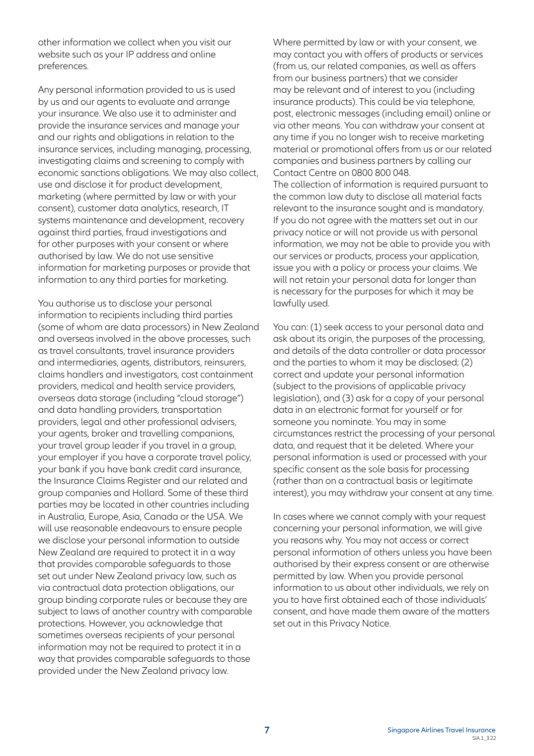other information we collect when you visit our website such as your IP address and online preferences.

Any personal information provided to us is used by us and our agents to evaluate and arrange your insurance. We also use it to administer and provide the insurance services and manage your and our rights and obligations in relation to the insurance services, including managing, processing, investigating claims and screening to comply with economic sanctions obligations. We may also collect, use and disclose it for product development, marketing (where permitted by law or with your consent), customer data analytics, research, IT systems maintenance and development, recovery against third parties, fraud investigations and for other purposes with your consent or where authorised by law. We do not use sensitive information for marketing purposes or provide that information to any third parties for marketing.

You authorise us to disclose your personal information to recipients including third parties (some of whom are data processors) in New Zealand and overseas involved in the above processes, such as travel consultants, travel insurance providers and intermediaries, agents, distributors, reinsurers, claims handlers and investigators, cost containment providers, medical and health service providers, overseas data storage (including "cloud storage") and data handling providers, transportation providers, legal and other professional advisers, your agents, broker and travelling companions, your travel group leader if you travel in a group, your employer if you have a corporate travel policy, your bank if you have bank credit card insurance, the Insurance Claims Register and our related and group companies and Hollard. Some of these third parties may be located in other countries including in Australia, Europe, Asia, Canada or the USA. We will use reasonable endeavours to ensure people we disclose your personal information to outside New Zealand are required to protect it in a way that provides comparable safeguards to those set out under New Zealand privacy law, such as via contractual data protection obligations, our group binding corporate rules or because they are subject to laws of another country with comparable protections. However, you acknowledge that sometimes overseas recipients of your personal information may not be required to protect it in a way that provides comparable safeguards to those provided under the New Zealand privacy law.

Where permitted by law or with your consent, we may contact you with offers of products or services (from us, our related companies, as well as offers from our business partners) that we consider may be relevant and of interest to you (including insurance products). This could be via telephone, post, electronic messages (including email) online or via other means. You can withdraw your consent at any time if you no longer wish to receive marketing material or promotional offers from us or our related companies and business partners by calling our Contact Centre on 0800 800 048.
The collection of information is required pursuant to the common law duty to disclose all material facts relevant to the insurance sought and is mandatory. If you do not agree with the matters set out in our privacy notice or will not provide us with personal information, we may not be able to provide you with our services or products, process your application, issue you with a policy or process your claims. We will not retain your personal data for longer than is necessary for the purposes for which it may be lawfully used.

You can: (1) seek access to your personal data and ask about its origin, the purposes of the processing, and details of the data controller or data processor and the parties to whom it may be disclosed; (2) correct and update your personal information (subject to the provisions of applicable privacy legislation), and (3) ask for a copy of your personal data in an electronic format for yourself or for someone you nominate. You may in some circumstances restrict the processing of your personal data, and request that it be deleted. Where your personal information is used or processed with your specific consent as the sole basis for processing (rather than on a contractual basis or legitimate interest), you may withdraw your consent at any time.

In cases where we cannot comply with your request concerning your personal information, we will give you reasons why. You may not access or correct personal information of others unless you have been authorised by their express consent or are otherwise permitted by law. When you provide personal information to us about other individuals, we rely on you to have first obtained each of those individuals' consent, and have made them aware of the matters set out in this Privacy Notice.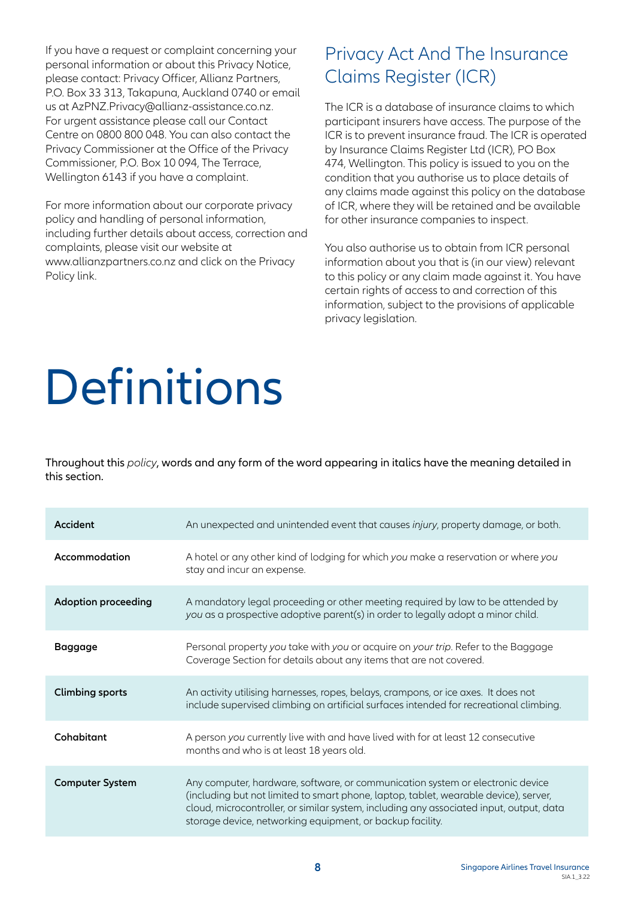If you have a request or complaint concerning your personal information or about this Privacy Notice, please contact: Privacy Officer, Allianz Partners, P.O. Box 33 313, Takapuna, Auckland 0740 or email us at AzPNZ.Privacy@allianz-assistance.co.nz. For urgent assistance please call our Contact Centre on 0800 800 048. You can also contact the Privacy Commissioner at the Office of the Privacy Commissioner, P.O. Box 10 094, The Terrace, Wellington 6143 if you have a complaint.

For more information about our corporate privacy policy and handling of personal information, including further details about access, correction and complaints, please visit our website at www.allianzpartners.co.nz and click on the Privacy Policy link.

## Privacy Act And The Insurance Claims Register (ICR)

The ICR is a database of insurance claims to which participant insurers have access. The purpose of the ICR is to prevent insurance fraud. The ICR is operated by Insurance Claims Register Ltd (ICR), PO Box 474, Wellington. This policy is issued to you on the condition that you authorise us to place details of any claims made against this policy on the database of ICR, where they will be retained and be available for other insurance companies to inspect.

You also authorise us to obtain from ICR personal information about you that is (in our view) relevant to this policy or any claim made against it. You have certain rights of access to and correction of this information, subject to the provisions of applicable privacy legislation.

# Definitions

Throughout this *policy*, words and any form of the word appearing in italics have the meaning detailed in this section.

| | |
|---|---|
| **Accident** | An unexpected and unintended event that causes *injury*, property damage, or both. |
| **Accommodation** | A hotel or any other kind of lodging for which *you* make a reservation or where *you* stay and incur an expense. |
| **Adoption proceeding** | A mandatory legal proceeding or other meeting required by law to be attended by *you* as a prospective adoptive parent(s) in order to legally adopt a minor child. |
| **Baggage** | Personal property *you* take with *you* or acquire on *your trip*. Refer to the Baggage Coverage Section for details about any items that are not covered. |
| **Climbing sports** | An activity utilising harnesses, ropes, belays, crampons, or ice axes. It does not include supervised climbing on artificial surfaces intended for recreational climbing. |
| **Cohabitant** | A person *you* currently live with and have lived with for at least 12 consecutive months and who is at least 18 years old. |
| **Computer System** | Any computer, hardware, software, or communication system or electronic device (including but not limited to smart phone, laptop, tablet, wearable device), server, cloud, microcontroller, or similar system, including any associated input, output, data storage device, networking equipment, or backup facility. |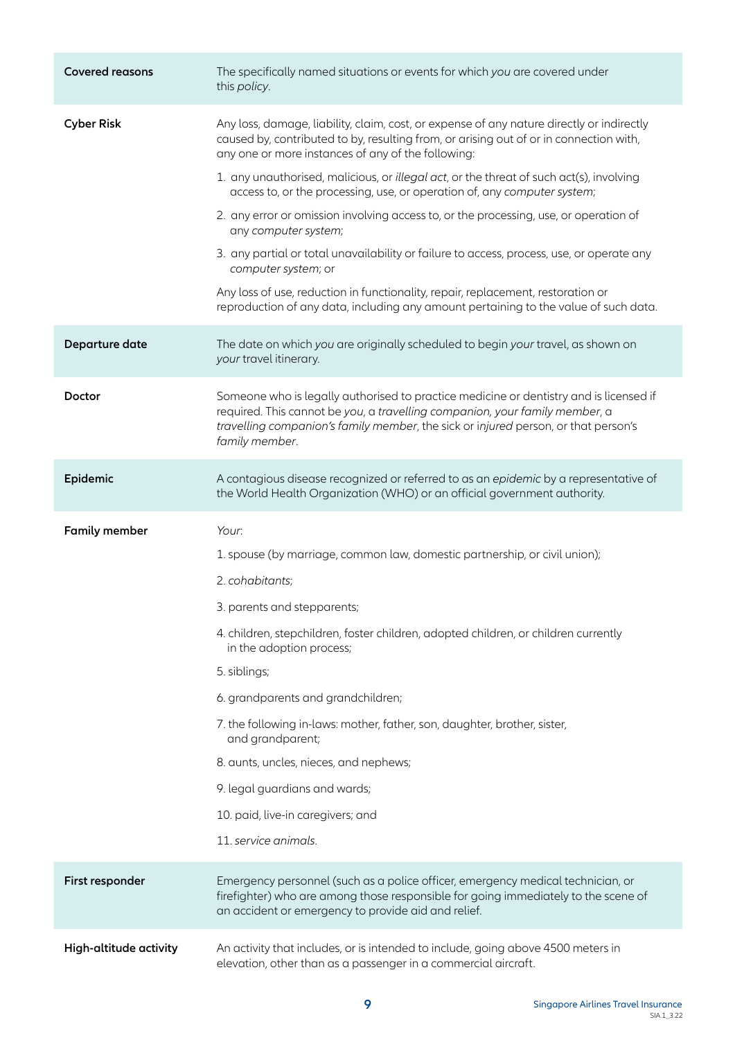| | |
|---|---|
| **Covered reasons** | The specifically named situations or events for which *you* are covered under this *policy*. |
| **Cyber Risk** | Any loss, damage, liability, claim, cost, or expense of any nature directly or indirectly caused by, contributed to by, resulting from, or arising out of or in connection with, any one or more instances of any of the following:<br>1. any unauthorised, malicious, or *illegal act*, or the threat of such act(s), involving access to, or the processing, use, or operation of, any *computer system*;<br>2. any error or omission involving access to, or the processing, use, or operation of any *computer system*;<br>3. any partial or total unavailability or failure to access, process, use, or operate any *computer system*; or<br>Any loss of use, reduction in functionality, repair, replacement, restoration or reproduction of any data, including any amount pertaining to the value of such data. |
| **Departure date** | The date on which *you* are originally scheduled to begin *your* travel, as shown on *your* travel itinerary. |
| **Doctor** | Someone who is legally authorised to practice medicine or dentistry and is licensed if required. This cannot be *you*, a *travelling companion, your family member*, a *travelling companion's family member*, the sick or *injured* person, or that person's *family member*. |
| **Epidemic** | A contagious disease recognized or referred to as an *epidemic* by a representative of the World Health Organization (WHO) or an official government authority. |
| **Family member** | *Your*:<br>1. spouse (by marriage, common law, domestic partnership, or civil union);<br>2. *cohabitants*;<br>3. parents and stepparents;<br>4. children, stepchildren, foster children, adopted children, or children currently in the adoption process;<br>5. siblings;<br>6. grandparents and grandchildren;<br>7. the following in-laws: mother, father, son, daughter, brother, sister, and grandparent;<br>8. aunts, uncles, nieces, and nephews;<br>9. legal guardians and wards;<br>10. paid, live-in caregivers; and<br>11. *service animals*. |
| **First responder** | Emergency personnel (such as a police officer, emergency medical technician, or firefighter) who are among those responsible for going immediately to the scene of an accident or emergency to provide aid and relief. |
| **High-altitude activity** | An activity that includes, or is intended to include, going above 4500 meters in elevation, other than as a passenger in a commercial aircraft. |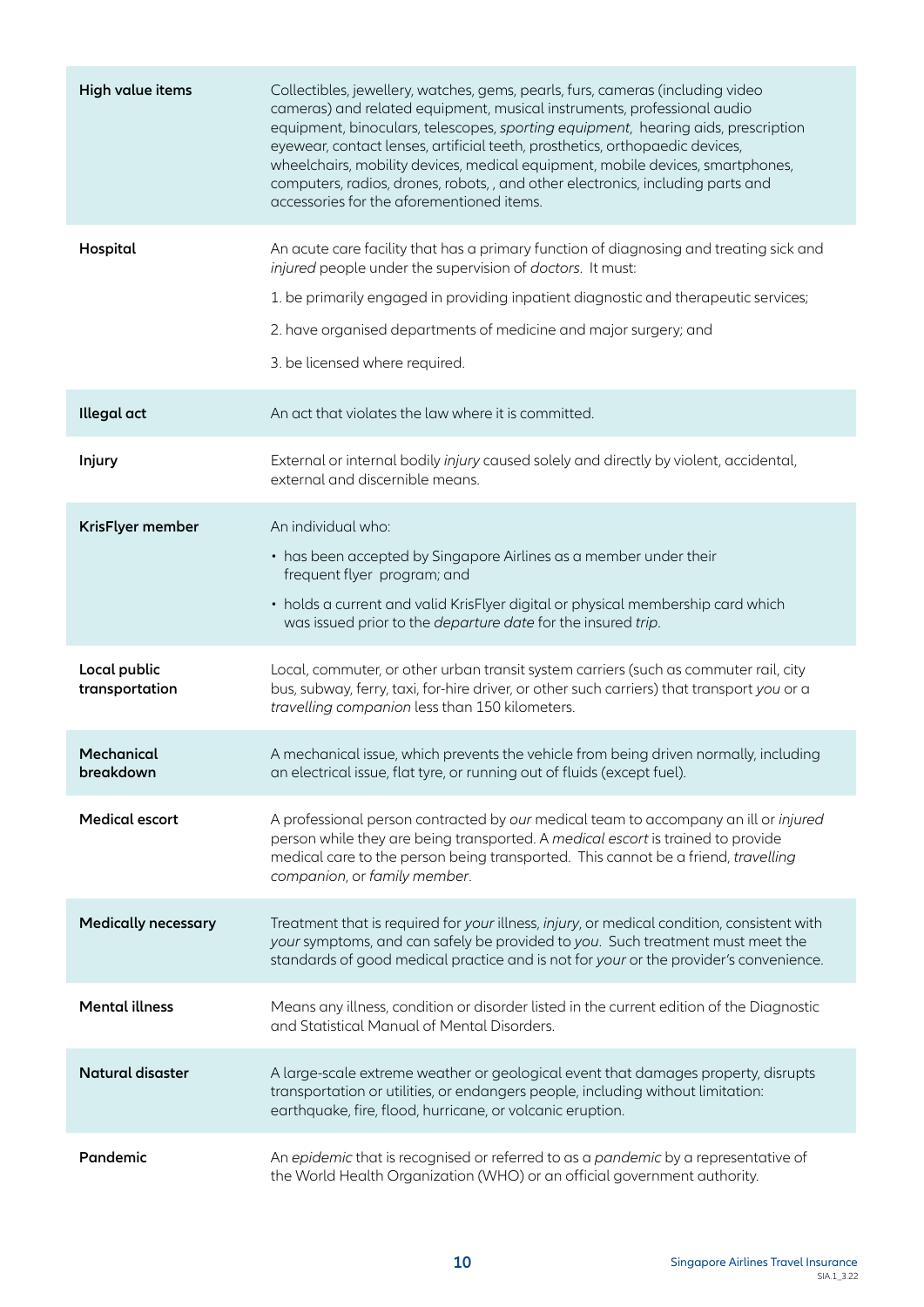| | |
|---|---|
| **High value items** | Collectibles, jewellery, watches, gems, pearls, furs, cameras (including video cameras) and related equipment, musical instruments, professional audio equipment, binoculars, telescopes, *sporting equipment*, hearing aids, prescription eyewear, contact lenses, artificial teeth, prosthetics, orthopaedic devices, wheelchairs, mobility devices, medical equipment, mobile devices, smartphones, computers, radios, drones, robots, , and other electronics, including parts and accessories for the aforementioned items. |
| **Hospital** | An acute care facility that has a primary function of diagnosing and treating sick and *injured* people under the supervision of *doctors*. It must:<br>1. be primarily engaged in providing inpatient diagnostic and therapeutic services;<br>2. have organised departments of medicine and major surgery; and<br>3. be licensed where required. |
| **Illegal act** | An act that violates the law where it is committed. |
| **Injury** | External or internal bodily *injury* caused solely and directly by violent, accidental, external and discernible means. |
| **KrisFlyer member** | An individual who:<br>• has been accepted by Singapore Airlines as a member under their frequent flyer program; and<br>• holds a current and valid KrisFlyer digital or physical membership card which was issued prior to the *departure date* for the insured *trip*. |
| **Local public transportation** | Local, commuter, or other urban transit system carriers (such as commuter rail, city bus, subway, ferry, taxi, for-hire driver, or other such carriers) that transport *you* or a *travelling companion* less than 150 kilometers. |
| **Mechanical breakdown** | A mechanical issue, which prevents the vehicle from being driven normally, including an electrical issue, flat tyre, or running out of fluids (except fuel). |
| **Medical escort** | A professional person contracted by *our* medical team to accompany an ill or *injured* person while they are being transported. A *medical escort* is trained to provide medical care to the person being transported. This cannot be a friend, *travelling companion*, or *family member*. |
| **Medically necessary** | Treatment that is required for *your* illness, *injury*, or medical condition, consistent with *your* symptoms, and can safely be provided to *you*. Such treatment must meet the standards of good medical practice and is not for *your* or the provider's convenience. |
| **Mental illness** | Means any illness, condition or disorder listed in the current edition of the Diagnostic and Statistical Manual of Mental Disorders. |
| **Natural disaster** | A large-scale extreme weather or geological event that damages property, disrupts transportation or utilities, or endangers people, including without limitation: earthquake, fire, flood, hurricane, or volcanic eruption. |
| **Pandemic** | An *epidemic* that is recognised or referred to as a *pandemic* by a representative of the World Health Organization (WHO) or an official government authority. |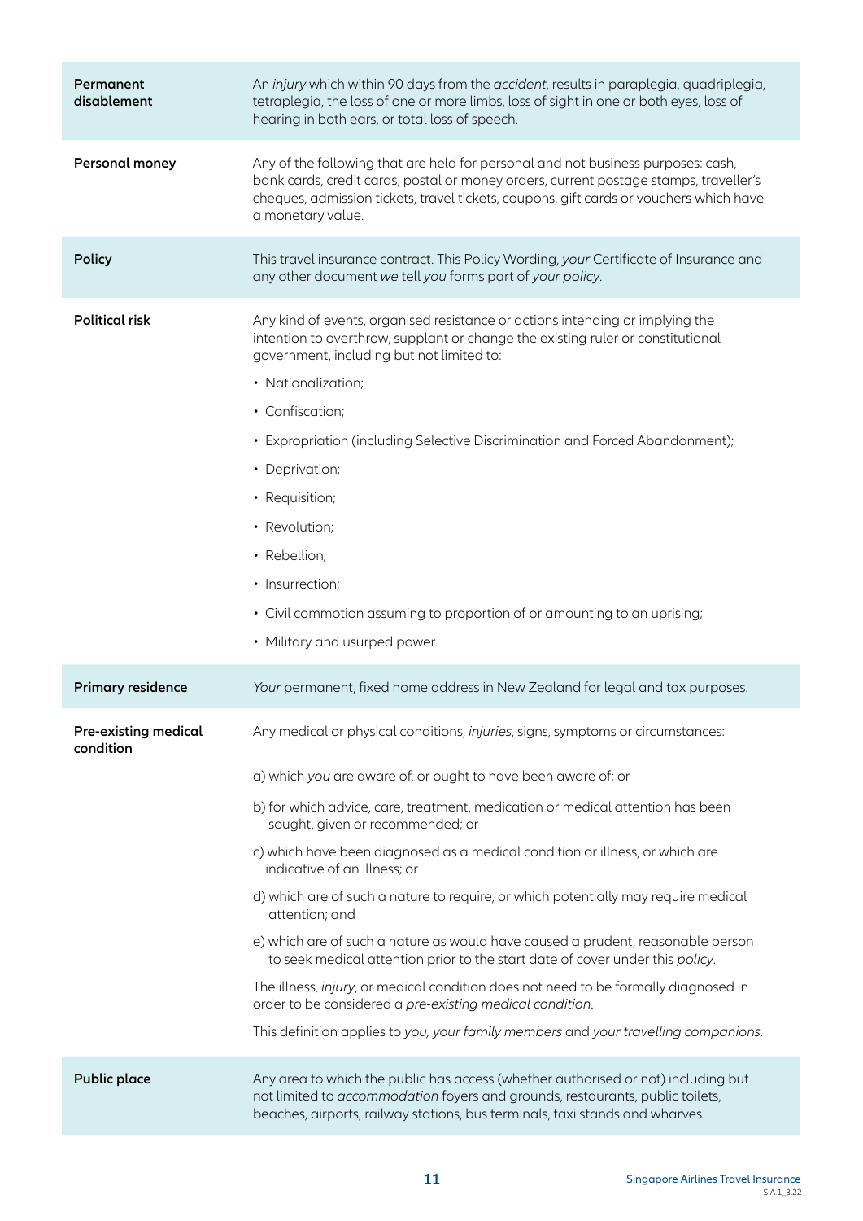| | |
|---|---|
| **Permanent disablement** | An *injury* which within 90 days from the *accident*, results in paraplegia, quadriplegia, tetraplegia, the loss of one or more limbs, loss of sight in one or both eyes, loss of hearing in both ears, or total loss of speech. |
| **Personal money** | Any of the following that are held for personal and not business purposes: cash, bank cards, credit cards, postal or money orders, current postage stamps, traveller's cheques, admission tickets, travel tickets, coupons, gift cards or vouchers which have a monetary value. |
| **Policy** | This travel insurance contract. This Policy Wording, *your* Certificate of Insurance and any other document *we* tell *you* forms part of *your policy*. |
| **Political risk** | Any kind of events, organised resistance or actions intending or implying the intention to overthrow, supplant or change the existing ruler or constitutional government, including but not limited to:<br>• Nationalization;<br>• Confiscation;<br>• Expropriation (including Selective Discrimination and Forced Abandonment);<br>• Deprivation;<br>• Requisition;<br>• Revolution;<br>• Rebellion;<br>• Insurrection;<br>• Civil commotion assuming to proportion of or amounting to an uprising;<br>• Military and usurped power. |
| **Primary residence** | *Your* permanent, fixed home address in New Zealand for legal and tax purposes. |
| **Pre-existing medical condition** | Any medical or physical conditions, *injuries*, signs, symptoms or circumstances:<br>a) which *you* are aware of, or ought to have been aware of; or<br>b) for which advice, care, treatment, medication or medical attention has been sought, given or recommended; or<br>c) which have been diagnosed as a medical condition or illness, or which are indicative of an illness; or<br>d) which are of such a nature to require, or which potentially may require medical attention; and<br>e) which are of such a nature as would have caused a prudent, reasonable person to seek medical attention prior to the start date of cover under this *policy*.<br>The illness, *injury*, or medical condition does not need to be formally diagnosed in order to be considered a *pre-existing medical condition*.<br>This definition applies to *you, your family members* and *your travelling companions*. |
| **Public place** | Any area to which the public has access (whether authorised or not) including but not limited to *accommodation* foyers and grounds, restaurants, public toilets, beaches, airports, railway stations, bus terminals, taxi stands and wharves. |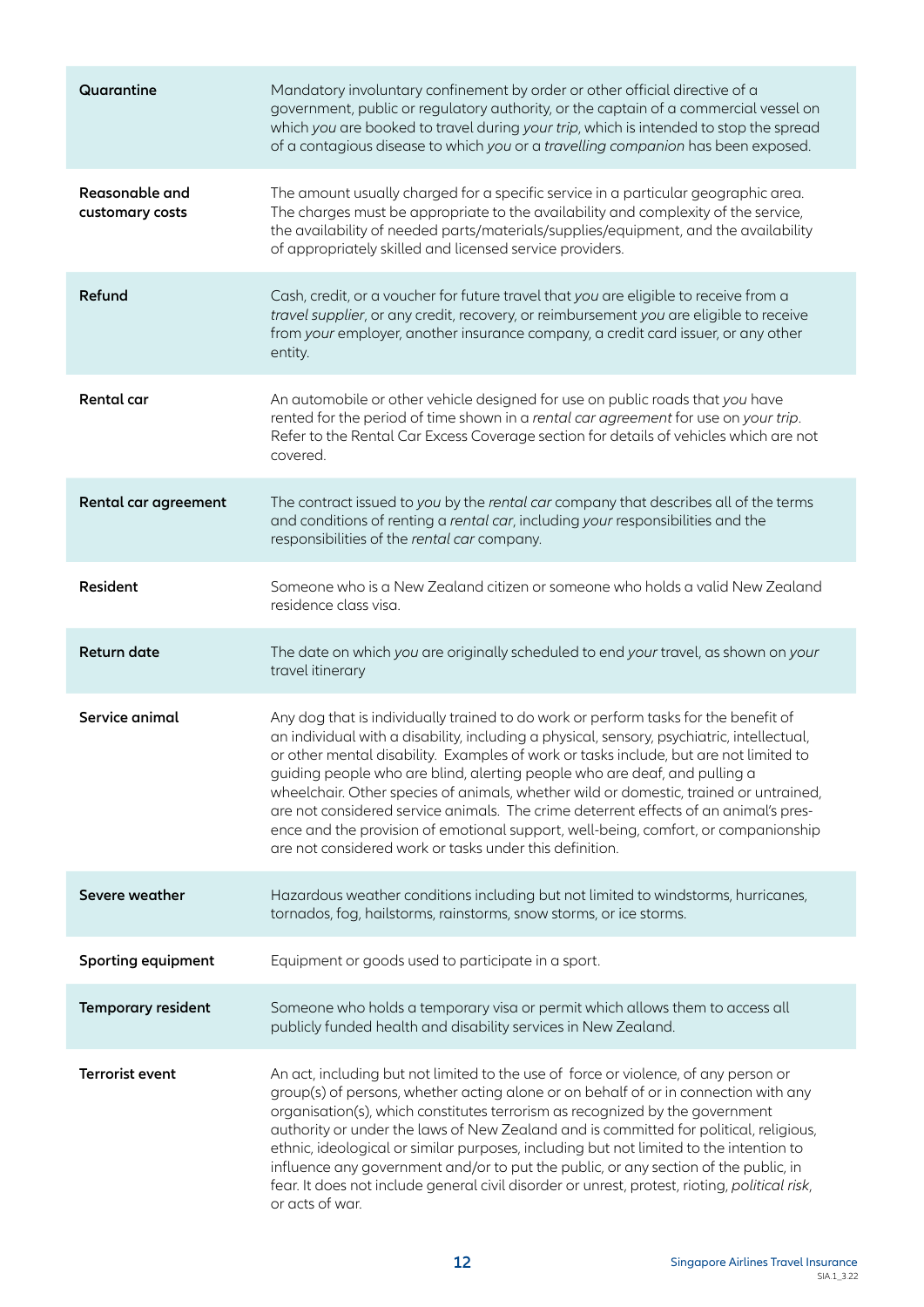| | |
|---|---|
| **Quarantine** | Mandatory involuntary confinement by order or other official directive of a government, public or regulatory authority, or the captain of a commercial vessel on which *you* are booked to travel during *your trip*, which is intended to stop the spread of a contagious disease to which *you* or a *travelling companion* has been exposed. |
| **Reasonable and customary costs** | The amount usually charged for a specific service in a particular geographic area. The charges must be appropriate to the availability and complexity of the service, the availability of needed parts/materials/supplies/equipment, and the availability of appropriately skilled and licensed service providers. |
| **Refund** | Cash, credit, or a voucher for future travel that *you* are eligible to receive from a *travel supplier*, or any credit, recovery, or reimbursement *you* are eligible to receive from *your* employer, another insurance company, a credit card issuer, or any other entity. |
| **Rental car** | An automobile or other vehicle designed for use on public roads that *you* have rented for the period of time shown in a *rental car agreement* for use on *your trip*. Refer to the Rental Car Excess Coverage section for details of vehicles which are not covered. |
| **Rental car agreement** | The contract issued to *you* by the *rental car* company that describes all of the terms and conditions of renting a *rental car*, including *your* responsibilities and the responsibilities of the *rental car* company. |
| **Resident** | Someone who is a New Zealand citizen or someone who holds a valid New Zealand residence class visa. |
| **Return date** | The date on which *you* are originally scheduled to end *your* travel, as shown on *your* travel itinerary |
| **Service animal** | Any dog that is individually trained to do work or perform tasks for the benefit of an individual with a disability, including a physical, sensory, psychiatric, intellectual, or other mental disability. Examples of work or tasks include, but are not limited to guiding people who are blind, alerting people who are deaf, and pulling a wheelchair. Other species of animals, whether wild or domestic, trained or untrained, are not considered service animals. The crime deterrent effects of an animal's presence and the provision of emotional support, well-being, comfort, or companionship are not considered work or tasks under this definition. |
| **Severe weather** | Hazardous weather conditions including but not limited to windstorms, hurricanes, tornados, fog, hailstorms, rainstorms, snow storms, or ice storms. |
| **Sporting equipment** | Equipment or goods used to participate in a sport. |
| **Temporary resident** | Someone who holds a temporary visa or permit which allows them to access all publicly funded health and disability services in New Zealand. |
| **Terrorist event** | An act, including but not limited to the use of force or violence, of any person or group(s) of persons, whether acting alone or on behalf of or in connection with any organisation(s), which constitutes terrorism as recognized by the government authority or under the laws of New Zealand and is committed for political, religious, ethnic, ideological or similar purposes, including but not limited to the intention to influence any government and/or to put the public, or any section of the public, in fear. It does not include general civil disorder or unrest, protest, rioting, *political risk*, or acts of war. |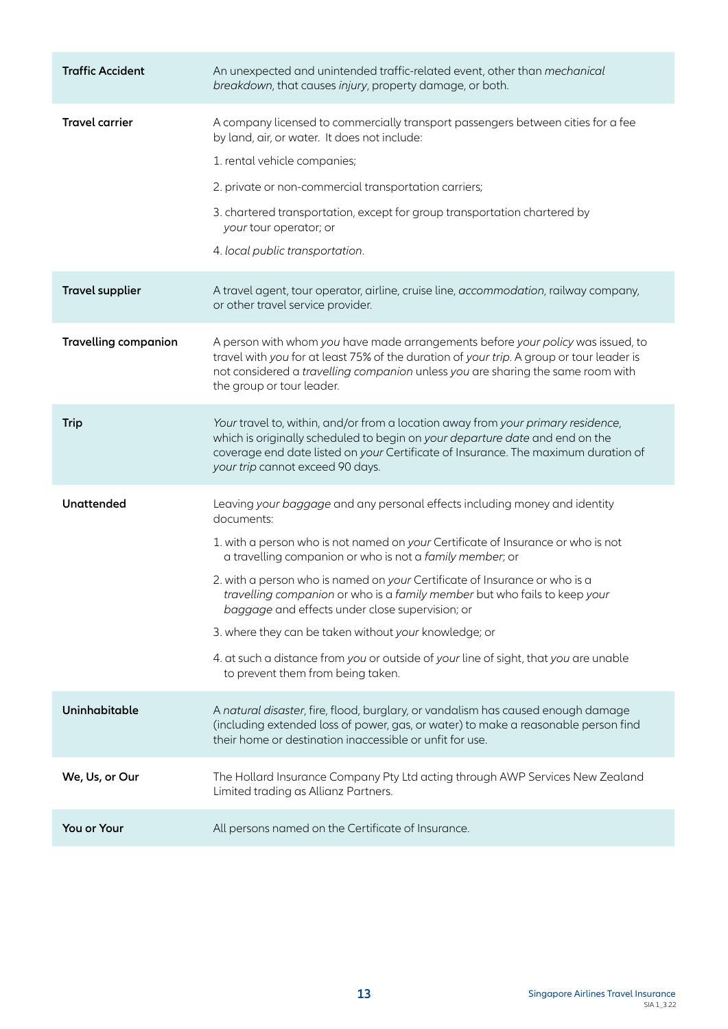| | |
|---|---|
| **Traffic Accident** | An unexpected and unintended traffic-related event, other than *mechanical breakdown*, that causes *injury*, property damage, or both. |
| **Travel carrier** | A company licensed to commercially transport passengers between cities for a fee by land, air, or water. It does not include:<br>1. rental vehicle companies;<br>2. private or non-commercial transportation carriers;<br>3. chartered transportation, except for group transportation chartered by *your* tour operator; or<br>4. *local public transportation*. |
| **Travel supplier** | A travel agent, tour operator, airline, cruise line, *accommodation*, railway company, or other travel service provider. |
| **Travelling companion** | A person with whom *you* have made arrangements before *your policy* was issued, to travel with *you* for at least 75% of the duration of *your trip*. A group or tour leader is not considered a *travelling companion* unless *you* are sharing the same room with the group or tour leader. |
| **Trip** | *Your* travel to, within, and/or from a location away from *your primary residence*, which is originally scheduled to begin on *your departure date* and end on the coverage end date listed on *your* Certificate of Insurance. The maximum duration of *your trip* cannot exceed 90 days. |
| **Unattended** | Leaving *your baggage* and any personal effects including money and identity documents:<br>1. with a person who is not named on *your* Certificate of Insurance or who is not a travelling companion or who is not a *family member*; or<br>2. with a person who is named on *your* Certificate of Insurance or who is a *travelling companion* or who is a *family member* but who fails to keep *your baggage* and effects under close supervision; or<br>3. where they can be taken without *your* knowledge; or<br>4. at such a distance from *you* or outside of *your* line of sight, that *you* are unable to prevent them from being taken. |
| **Uninhabitable** | A *natural disaster*, fire, flood, burglary, or vandalism has caused enough damage (including extended loss of power, gas, or water) to make a reasonable person find their home or destination inaccessible or unfit for use. |
| **We, Us, or Our** | The Hollard Insurance Company Pty Ltd acting through AWP Services New Zealand Limited trading as Allianz Partners. |
| **You or Your** | All persons named on the Certificate of Insurance. |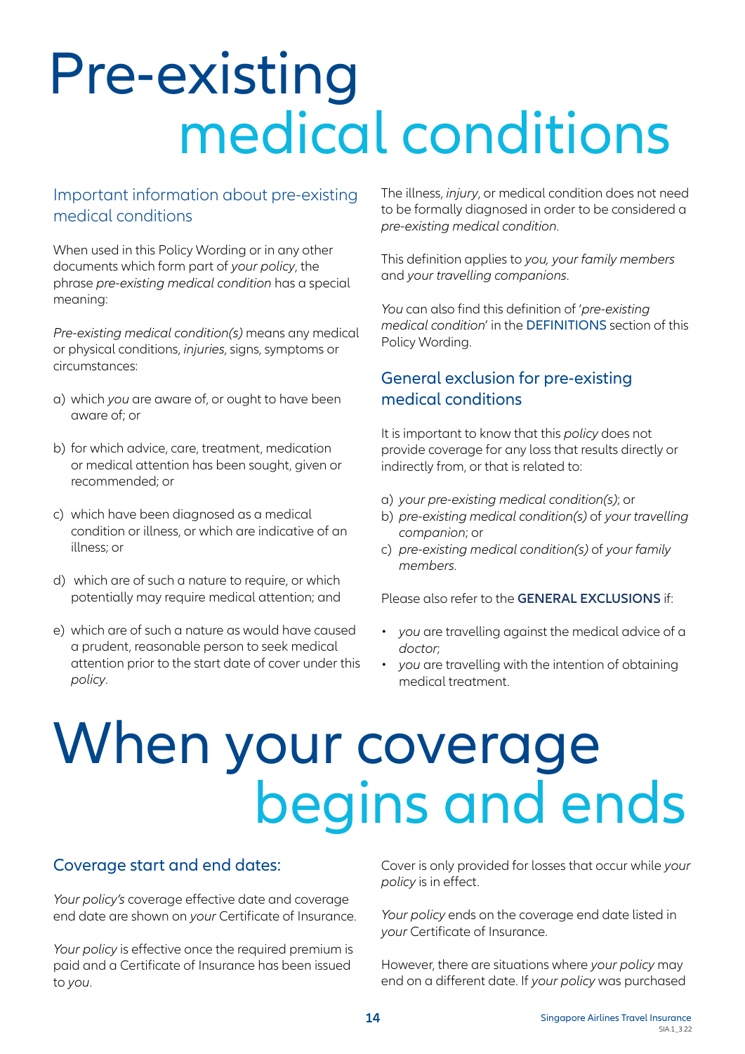# Pre-existing medical conditions

## Important information about pre-existing medical conditions

When used in this Policy Wording or in any other documents which form part of *your policy*, the phrase *pre-existing medical condition* has a special meaning:

*Pre-existing medical condition(s)* means any medical or physical conditions, *injuries*, signs, symptoms or circumstances:

a) which *you* are aware of, or ought to have been aware of; or

b) for which advice, care, treatment, medication or medical attention has been sought, given or recommended; or

c) which have been diagnosed as a medical condition or illness, or which are indicative of an illness; or

d) which are of such a nature to require, or which potentially may require medical attention; and

e) which are of such a nature as would have caused a prudent, reasonable person to seek medical attention prior to the start date of cover under this *policy*.

The illness, *injury*, or medical condition does not need to be formally diagnosed in order to be considered a *pre-existing medical condition*.

This definition applies to *you, your family members* and *your travelling companions*.

*You* can also find this definition of '*pre-existing medical condition*' in the DEFINITIONS section of this Policy Wording.

## General exclusion for pre-existing medical conditions

It is important to know that this *policy* does not provide coverage for any loss that results directly or indirectly from, or that is related to:

a) *your pre-existing medical condition(s)*; or
b) *pre-existing medical condition(s)* of *your travelling companion*; or
c) *pre-existing medical condition(s)* of *your family members*.

Please also refer to the **GENERAL EXCLUSIONS** if:

- *you* are travelling against the medical advice of a *doctor*;
- *you* are travelling with the intention of obtaining medical treatment.

# When your coverage begins and ends

## Coverage start and end dates:

*Your policy's* coverage effective date and coverage end date are shown on *your* Certificate of Insurance.

*Your policy* is effective once the required premium is paid and a Certificate of Insurance has been issued to *you*.

Cover is only provided for losses that occur while *your policy* is in effect.

*Your policy* ends on the coverage end date listed in *your* Certificate of Insurance.

However, there are situations where *your policy* may end on a different date. If *your policy* was purchased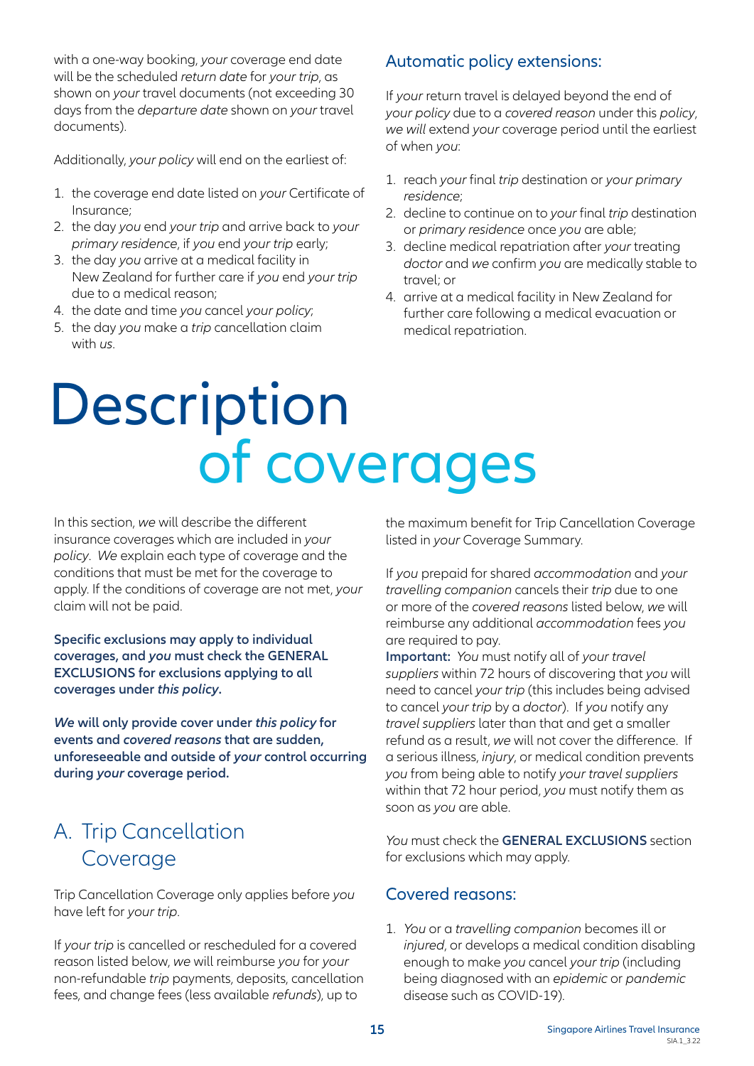with a one-way booking, *your* coverage end date will be the scheduled *return date* for *your trip*, as shown on *your* travel documents (not exceeding 30 days from the *departure date* shown on *your* travel documents).

Additionally, *your policy* will end on the earliest of:

1. the coverage end date listed on *your* Certificate of Insurance;
2. the day *you* end *your trip* and arrive back to *your primary residence*, if *you* end *your trip* early;
3. the day *you* arrive at a medical facility in New Zealand for further care if *you* end *your trip* due to a medical reason;
4. the date and time *you* cancel *your policy*;
5. the day *you* make a *trip* cancellation claim with *us*.

### Automatic policy extensions:

If *your* return travel is delayed beyond the end of *your policy* due to a *covered reason* under this *policy*, *we will* extend *your* coverage period until the earliest of when *you*:

1. reach *your* final *trip* destination or *your primary residence*;
2. decline to continue on to *your* final *trip* destination or *primary residence* once *you* are able;
3. decline medical repatriation after *your* treating *doctor* and *we* confirm *you* are medically stable to travel; or
4. arrive at a medical facility in New Zealand for further care following a medical evacuation or medical repatriation.

# Description of coverages

In this section, *we* will describe the different insurance coverages which are included in *your policy*. *We* explain each type of coverage and the conditions that must be met for the coverage to apply. If the conditions of coverage are not met, *your* claim will not be paid.

**Specific exclusions may apply to individual coverages, and *you* must check the GENERAL EXCLUSIONS for exclusions applying to all coverages under *this policy*.**

***We* will only provide cover under *this policy* for events and *covered reasons* that are sudden, unforeseeable and outside of *your* control occurring during *your* coverage period.**

## A. Trip Cancellation Coverage

Trip Cancellation Coverage only applies before *you* have left for *your trip*.

If *your trip* is cancelled or rescheduled for a covered reason listed below, *we* will reimburse *you* for *your* non-refundable *trip* payments, deposits, cancellation fees, and change fees (less available *refunds*), up to the maximum benefit for Trip Cancellation Coverage listed in *your* Coverage Summary.

If *you* prepaid for shared *accommodation* and *your travelling companion* cancels their *trip* due to one or more of the *covered reasons* listed below, *we* will reimburse any additional *accommodation* fees *you* are required to pay.

**Important:** *You* must notify all of *your travel suppliers* within 72 hours of discovering that *you* will need to cancel *your trip* (this includes being advised to cancel *your trip* by a *doctor*). If *you* notify any *travel suppliers* later than that and get a smaller refund as a result, *we* will not cover the difference. If a serious illness, *injury*, or medical condition prevents *you* from being able to notify *your travel suppliers* within that 72 hour period, *you* must notify them as soon as *you* are able.

*You* must check the **GENERAL EXCLUSIONS** section for exclusions which may apply.

### Covered reasons:

1. *You* or a *travelling companion* becomes ill or *injured*, or develops a medical condition disabling enough to make *you* cancel *your trip* (including being diagnosed with an *epidemic* or *pandemic* disease such as COVID-19).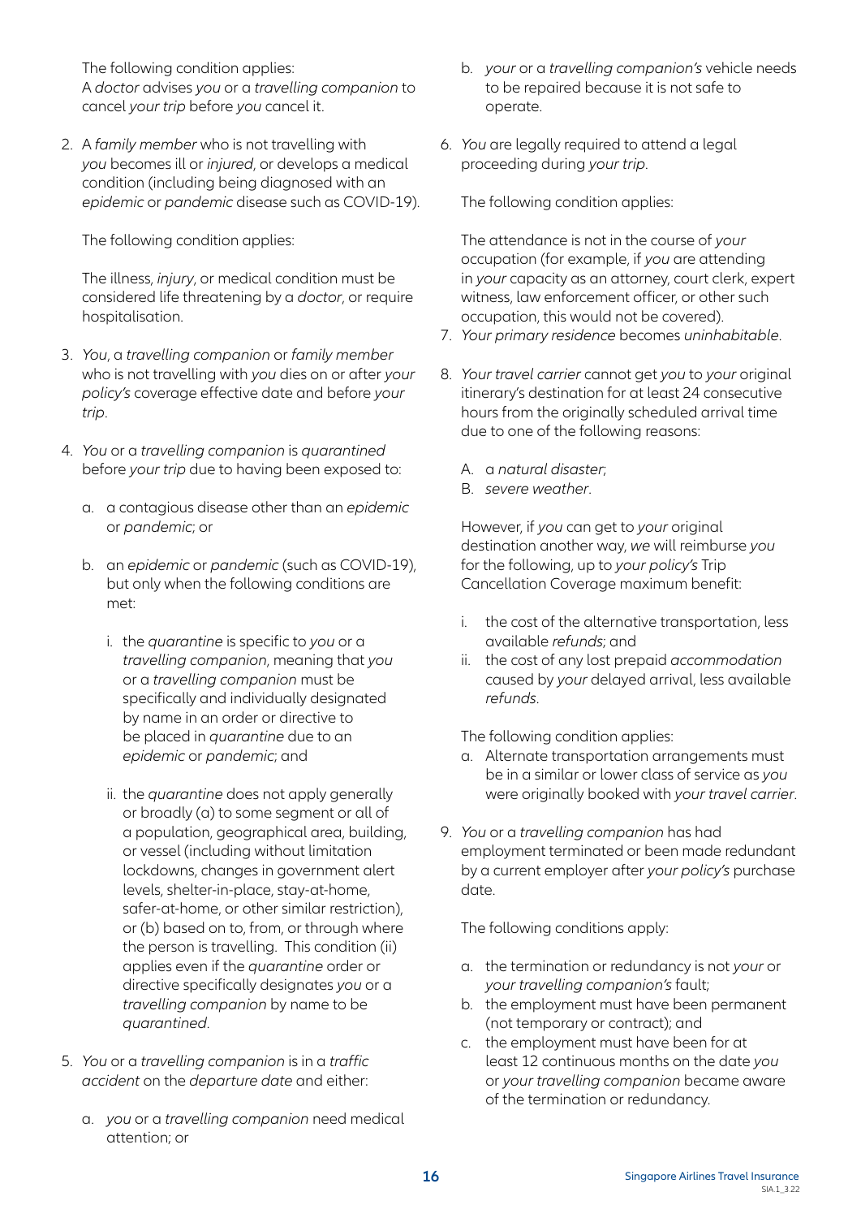The following condition applies:
A *doctor* advises *you* or a *travelling companion* to cancel *your trip* before *you* cancel it.

2. A *family member* who is not travelling with *you* becomes ill or *injured*, or develops a medical condition (including being diagnosed with an *epidemic* or *pandemic* disease such as COVID-19).

   The following condition applies:

   The illness, *injury*, or medical condition must be considered life threatening by a *doctor*, or require hospitalisation.

3. *You*, a *travelling companion* or *family member* who is not travelling with *you* dies on or after *your policy's* coverage effective date and before *your trip*.

4. *You* or a *travelling companion* is *quarantined* before *your trip* due to having been exposed to:

   a. a contagious disease other than an *epidemic* or *pandemic*; or

   b. an *epidemic* or *pandemic* (such as COVID-19), but only when the following conditions are met:

      i. the *quarantine* is specific to *you* or a *travelling companion*, meaning that *you* or a *travelling companion* must be specifically and individually designated by name in an order or directive to be placed in *quarantine* due to an *epidemic* or *pandemic*; and

      ii. the *quarantine* does not apply generally or broadly (a) to some segment or all of a population, geographical area, building, or vessel (including without limitation lockdowns, changes in government alert levels, shelter-in-place, stay-at-home, safer-at-home, or other similar restriction), or (b) based on to, from, or through where the person is travelling. This condition (ii) applies even if the *quarantine* order or directive specifically designates *you* or a *travelling companion* by name to be *quarantined*.

5. *You* or a *travelling companion* is in a *traffic accident* on the *departure date* and either:

   a. *you* or a *travelling companion* need medical attention; or

   b. *your* or a *travelling companion's* vehicle needs to be repaired because it is not safe to operate.

6. *You* are legally required to attend a legal proceeding during *your trip*.

   The following condition applies:

   The attendance is not in the course of *your* occupation (for example, if *you* are attending in *your* capacity as an attorney, court clerk, expert witness, law enforcement officer, or other such occupation, this would not be covered).

7. *Your primary residence* becomes *uninhabitable*.

8. *Your travel carrier* cannot get *you* to *your* original itinerary's destination for at least 24 consecutive hours from the originally scheduled arrival time due to one of the following reasons:

   A. a *natural disaster*;
   B. *severe weather*.

   However, if *you* can get to *your* original destination another way, *we* will reimburse *you* for the following, up to *your policy's* Trip Cancellation Coverage maximum benefit:

   i. the cost of the alternative transportation, less available *refunds*; and
   ii. the cost of any lost prepaid *accommodation* caused by *your* delayed arrival, less available *refunds*.

   The following condition applies:

   a. Alternate transportation arrangements must be in a similar or lower class of service as *you* were originally booked with *your travel carrier*.

9. *You* or a *travelling companion* has had employment terminated or been made redundant by a current employer after *your policy's* purchase date.

   The following conditions apply:

   a. the termination or redundancy is not *your* or *your travelling companion's* fault;
   b. the employment must have been permanent (not temporary or contract); and
   c. the employment must have been for at least 12 continuous months on the date *you* or *your travelling companion* became aware of the termination or redundancy.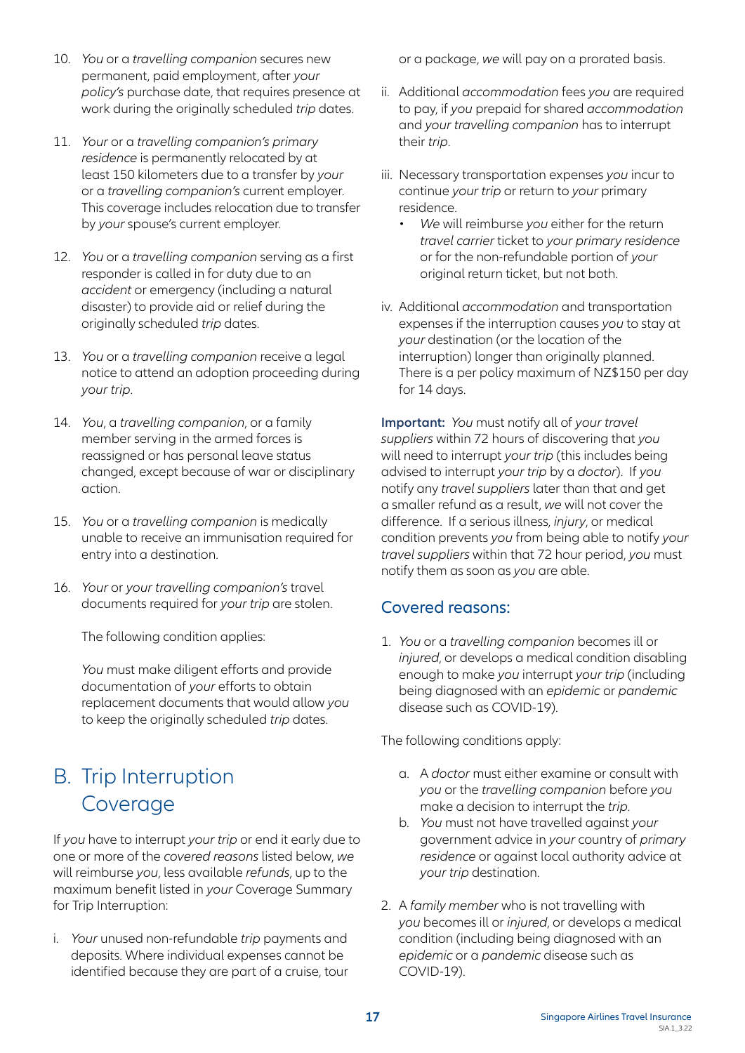10. *You* or a *travelling companion* secures new permanent, paid employment, after *your policy's* purchase date, that requires presence at work during the originally scheduled *trip* dates.

11. *Your* or a *travelling companion's primary residence* is permanently relocated by at least 150 kilometers due to a transfer by *your* or a *travelling companion's* current employer. This coverage includes relocation due to transfer by *your* spouse's current employer.

12. *You* or a *travelling companion* serving as a first responder is called in for duty due to an *accident* or emergency (including a natural disaster) to provide aid or relief during the originally scheduled *trip* dates.

13. *You* or a *travelling companion* receive a legal notice to attend an adoption proceeding during *your trip*.

14. *You*, a *travelling companion*, or a family member serving in the armed forces is reassigned or has personal leave status changed, except because of war or disciplinary action.

15. *You* or a *travelling companion* is medically unable to receive an immunisation required for entry into a destination.

16. *Your* or *your travelling companion's* travel documents required for *your trip* are stolen.

    The following condition applies:

    *You* must make diligent efforts and provide documentation of *your* efforts to obtain replacement documents that would allow *you* to keep the originally scheduled *trip* dates.

## B. Trip Interruption Coverage

If *you* have to interrupt *your trip* or end it early due to one or more of the *covered reasons* listed below, *we* will reimburse *you*, less available *refunds*, up to the maximum benefit listed in *your* Coverage Summary for Trip Interruption:

i. *Your* unused non-refundable *trip* payments and deposits. Where individual expenses cannot be identified because they are part of a cruise, tour or a package, *we* will pay on a prorated basis.

ii. Additional *accommodation* fees *you* are required to pay, if *you* prepaid for shared *accommodation* and *your travelling companion* has to interrupt their *trip*.

iii. Necessary transportation expenses *you* incur to continue *your trip* or return to *your* primary residence.
   - *We* will reimburse *you* either for the return *travel carrier* ticket to *your primary residence* or for the non-refundable portion of *your* original return ticket, but not both.

iv. Additional *accommodation* and transportation expenses if the interruption causes *you* to stay at *your* destination (or the location of the interruption) longer than originally planned. There is a per policy maximum of NZ$150 per day for 14 days.

**Important:** *You* must notify all of *your travel suppliers* within 72 hours of discovering that *you* will need to interrupt *your trip* (this includes being advised to interrupt *your trip* by a *doctor*). If *you* notify any *travel suppliers* later than that and get a smaller refund as a result, *we* will not cover the difference. If a serious illness, *injury*, or medical condition prevents *you* from being able to notify *your travel suppliers* within that 72 hour period, *you* must notify them as soon as *you* are able.

### Covered reasons:

1. *You* or a *travelling companion* becomes ill or *injured*, or develops a medical condition disabling enough to make *you* interrupt *your trip* (including being diagnosed with an *epidemic* or *pandemic* disease such as COVID-19).

The following conditions apply:

   a. A *doctor* must either examine or consult with *you* or the *travelling companion* before *you* make a decision to interrupt the *trip*.
   b. *You* must not have travelled against *your* government advice in *your* country of *primary residence* or against local authority advice at *your trip* destination.

2. A *family member* who is not travelling with *you* becomes ill or *injured*, or develops a medical condition (including being diagnosed with an *epidemic* or a *pandemic* disease such as COVID-19).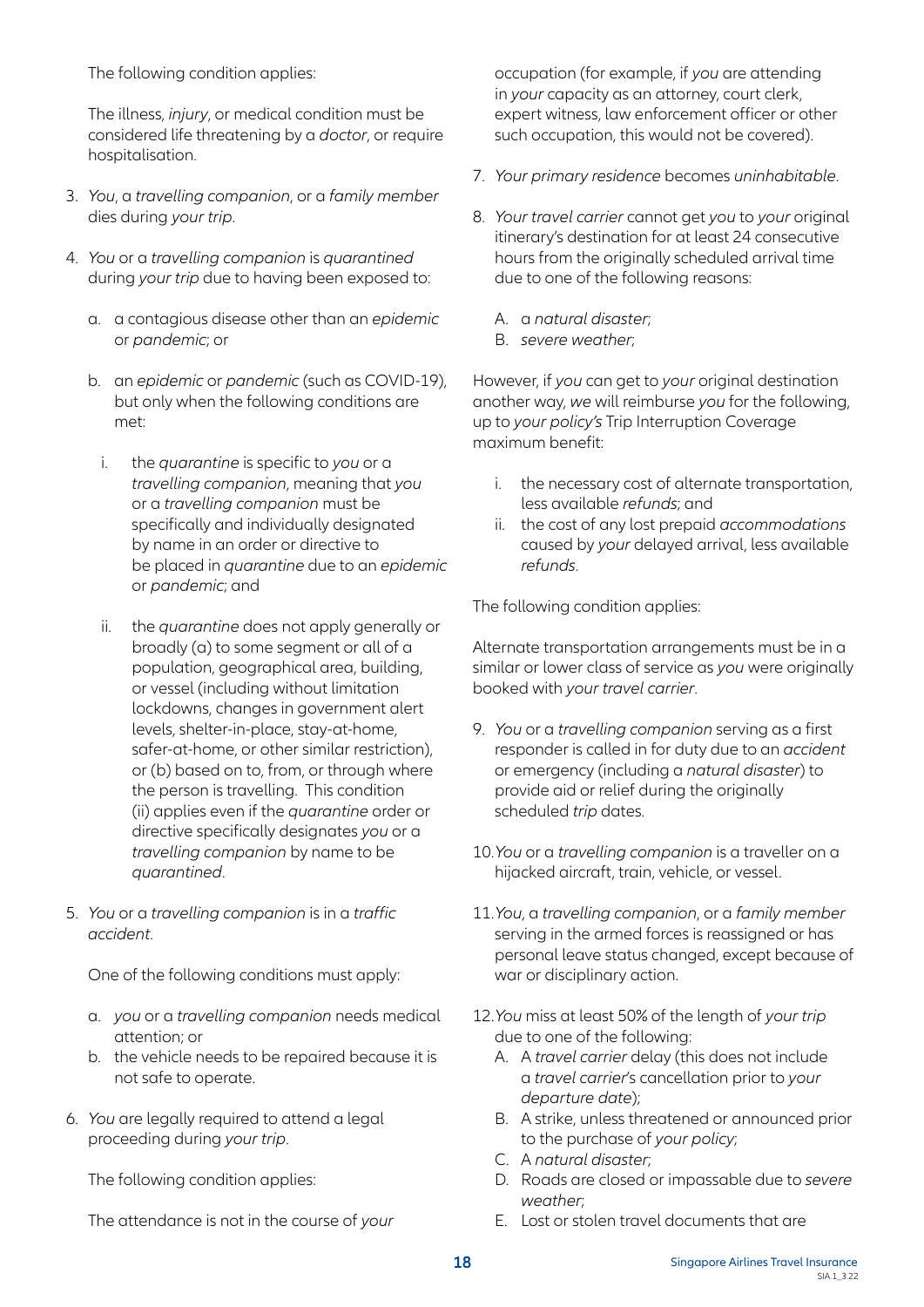The following condition applies:

The illness, *injury*, or medical condition must be considered life threatening by a *doctor*, or require hospitalisation.

3. *You*, a *travelling companion*, or a *family member* dies during *your trip*.

4. *You* or a *travelling companion* is *quarantined* during *your trip* due to having been exposed to:

   a. a contagious disease other than an *epidemic* or *pandemic*; or

   b. an *epidemic* or *pandemic* (such as COVID-19), but only when the following conditions are met:

      i. the *quarantine* is specific to *you* or a *travelling companion*, meaning that *you* or a *travelling companion* must be specifically and individually designated by name in an order or directive to be placed in *quarantine* due to an *epidemic* or *pandemic*; and

      ii. the *quarantine* does not apply generally or broadly (a) to some segment or all of a population, geographical area, building, or vessel (including without limitation lockdowns, changes in government alert levels, shelter-in-place, stay-at-home, safer-at-home, or other similar restriction), or (b) based on to, from, or through where the person is travelling. This condition (ii) applies even if the *quarantine* order or directive specifically designates *you* or a *travelling companion* by name to be *quarantined*.

5. *You* or a *travelling companion* is in a *traffic accident*.

   One of the following conditions must apply:

   a. *you* or a *travelling companion* needs medical attention; or
   b. the vehicle needs to be repaired because it is not safe to operate.

6. *You* are legally required to attend a legal proceeding during *your trip*.

   The following condition applies:

   The attendance is not in the course of *your* occupation (for example, if *you* are attending in *your* capacity as an attorney, court clerk, expert witness, law enforcement officer or other such occupation, this would not be covered).

7. *Your primary residence* becomes *uninhabitable*.

8. *Your travel carrier* cannot get *you* to *your* original itinerary's destination for at least 24 consecutive hours from the originally scheduled arrival time due to one of the following reasons:

   A. a *natural disaster*;
   B. *severe weather*;

   However, if *you* can get to *your* original destination another way, *we* will reimburse *you* for the following, up to *your policy's* Trip Interruption Coverage maximum benefit:

   i. the necessary cost of alternate transportation, less available *refunds*; and
   ii. the cost of any lost prepaid *accommodations* caused by *your* delayed arrival, less available *refunds*.

   The following condition applies:

   Alternate transportation arrangements must be in a similar or lower class of service as *you* were originally booked with *your travel carrier*.

9. *You* or a *travelling companion* serving as a first responder is called in for duty due to an *accident* or emergency (including a *natural disaster*) to provide aid or relief during the originally scheduled *trip* dates.

10. *You* or a *travelling companion* is a traveller on a hijacked aircraft, train, vehicle, or vessel.

11. *You*, a *travelling companion*, or a *family member* serving in the armed forces is reassigned or has personal leave status changed, except because of war or disciplinary action.

12. *You* miss at least 50% of the length of *your trip* due to one of the following:

    A. A *travel carrier* delay (this does not include a *travel carrier*'s cancellation prior to *your departure date*);
    B. A strike, unless threatened or announced prior to the purchase of *your policy*;
    C. A *natural disaster*;
    D. Roads are closed or impassable due to *severe weather*;
    E. Lost or stolen travel documents that are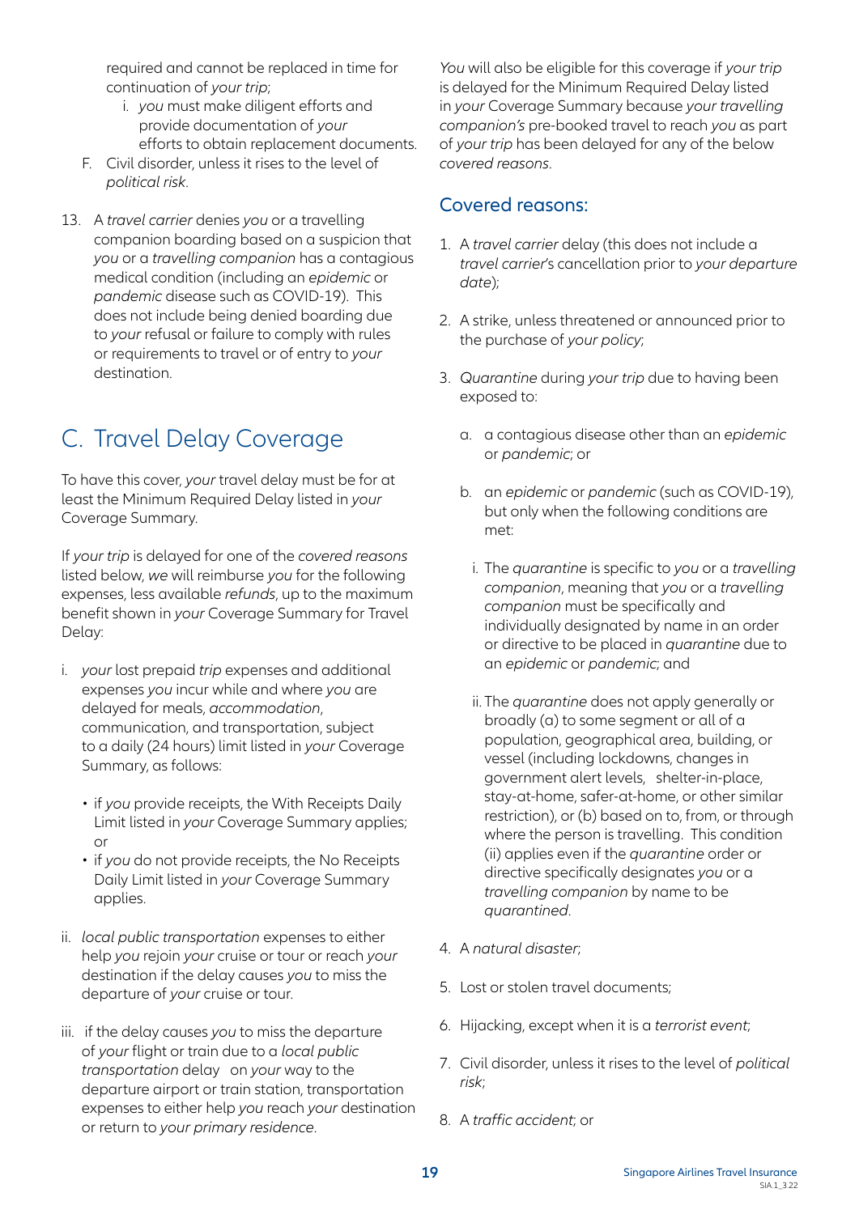required and cannot be replaced in time for continuation of *your trip*;

i. *you* must make diligent efforts and provide documentation of *your* efforts to obtain replacement documents.

F. Civil disorder, unless it rises to the level of *political risk*.

13. A *travel carrier* denies *you* or a travelling companion boarding based on a suspicion that *you* or a *travelling companion* has a contagious medical condition (including an *epidemic* or *pandemic* disease such as COVID-19). This does not include being denied boarding due to *your* refusal or failure to comply with rules or requirements to travel or of entry to *your* destination.

# C. Travel Delay Coverage

To have this cover, *your* travel delay must be for at least the Minimum Required Delay listed in *your* Coverage Summary.

If *your trip* is delayed for one of the *covered reasons* listed below, *we* will reimburse *you* for the following expenses, less available *refunds*, up to the maximum benefit shown in *your* Coverage Summary for Travel Delay:

i. *your* lost prepaid *trip* expenses and additional expenses *you* incur while and where *you* are delayed for meals, *accommodation*, communication, and transportation, subject to a daily (24 hours) limit listed in *your* Coverage Summary, as follows:

- if *you* provide receipts, the With Receipts Daily Limit listed in *your* Coverage Summary applies; or
- if *you* do not provide receipts, the No Receipts Daily Limit listed in *your* Coverage Summary applies.

ii. *local public transportation* expenses to either help *you* rejoin *your* cruise or tour or reach *your* destination if the delay causes *you* to miss the departure of *your* cruise or tour.

iii. if the delay causes *you* to miss the departure of *your* flight or train due to a *local public transportation* delay on *your* way to the departure airport or train station, transportation expenses to either help *you* reach *your* destination or return to *your primary residence*.

*You* will also be eligible for this coverage if *your trip* is delayed for the Minimum Required Delay listed in *your* Coverage Summary because *your travelling companion's* pre-booked travel to reach *you* as part of *your trip* has been delayed for any of the below *covered reasons*.

## Covered reasons:

1. A *travel carrier* delay (this does not include a *travel carrier*'s cancellation prior to *your departure date*);

2. A strike, unless threatened or announced prior to the purchase of *your policy*;

3. *Quarantine* during *your trip* due to having been exposed to:

   a. a contagious disease other than an *epidemic* or *pandemic*; or

   b. an *epidemic* or *pandemic* (such as COVID-19), but only when the following conditions are met:

      i. The *quarantine* is specific to *you* or a *travelling companion*, meaning that *you* or a *travelling companion* must be specifically and individually designated by name in an order or directive to be placed in *quarantine* due to an *epidemic* or *pandemic*; and

      ii. The *quarantine* does not apply generally or broadly (a) to some segment or all of a population, geographical area, building, or vessel (including lockdowns, changes in government alert levels, shelter-in-place, stay-at-home, safer-at-home, or other similar restriction), or (b) based on to, from, or through where the person is travelling. This condition (ii) applies even if the *quarantine* order or directive specifically designates *you* or a *travelling companion* by name to be *quarantined*.

4. A *natural disaster*;

5. Lost or stolen travel documents;

6. Hijacking, except when it is a *terrorist event*;

7. Civil disorder, unless it rises to the level of *political risk*;

8. A *traffic accident*; or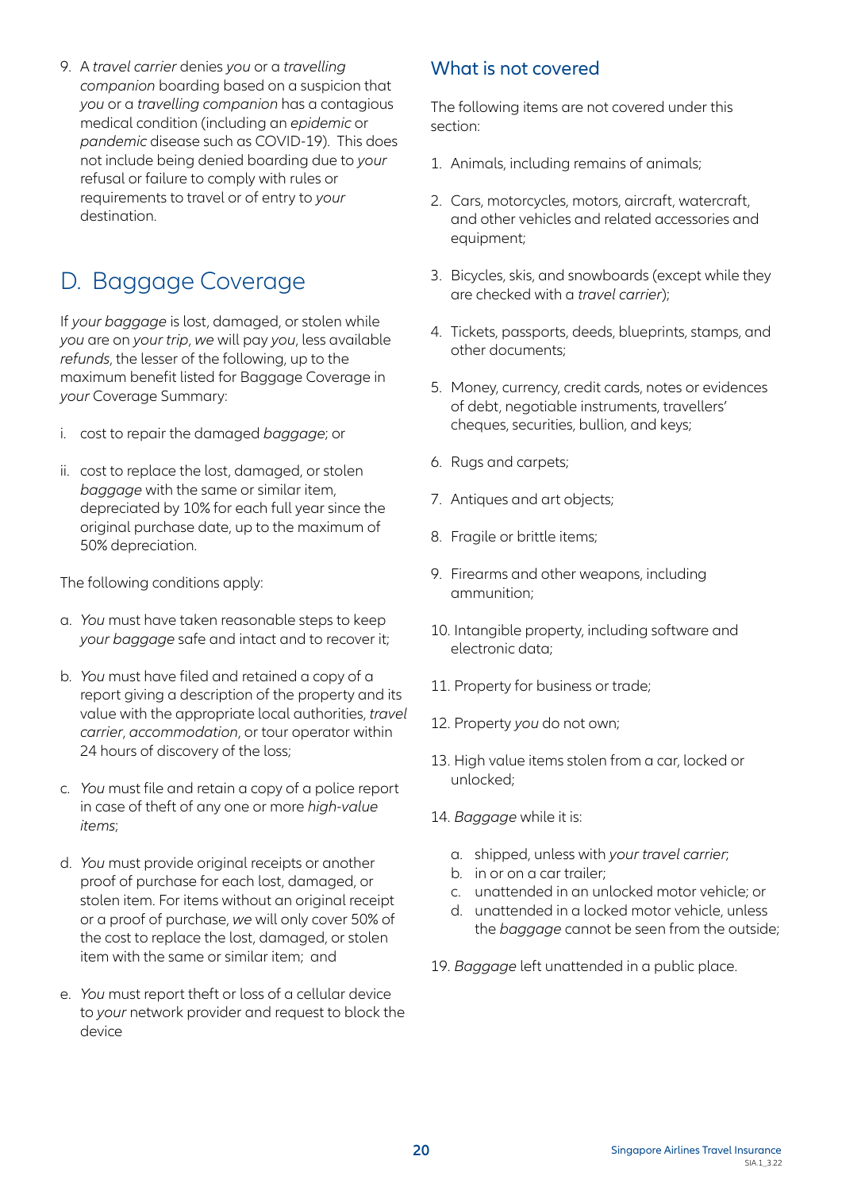9. A *travel carrier* denies *you* or a *travelling companion* boarding based on a suspicion that *you* or a *travelling companion* has a contagious medical condition (including an *epidemic* or *pandemic* disease such as COVID-19). This does not include being denied boarding due to *your* refusal or failure to comply with rules or requirements to travel or of entry to *your* destination.

## D. Baggage Coverage

If *your baggage* is lost, damaged, or stolen while *you* are on *your trip*, *we* will pay *you*, less available *refunds*, the lesser of the following, up to the maximum benefit listed for Baggage Coverage in *your* Coverage Summary:

i. cost to repair the damaged *baggage*; or

ii. cost to replace the lost, damaged, or stolen *baggage* with the same or similar item, depreciated by 10% for each full year since the original purchase date, up to the maximum of 50% depreciation.

The following conditions apply:

a. *You* must have taken reasonable steps to keep *your baggage* safe and intact and to recover it;

b. *You* must have filed and retained a copy of a report giving a description of the property and its value with the appropriate local authorities, *travel carrier*, *accommodation*, or tour operator within 24 hours of discovery of the loss;

c. *You* must file and retain a copy of a police report in case of theft of any one or more *high-value items*;

d. *You* must provide original receipts or another proof of purchase for each lost, damaged, or stolen item. For items without an original receipt or a proof of purchase, *we* will only cover 50% of the cost to replace the lost, damaged, or stolen item with the same or similar item; and

e. *You* must report theft or loss of a cellular device to *your* network provider and request to block the device

### What is not covered

The following items are not covered under this section:

1. Animals, including remains of animals;
2. Cars, motorcycles, motors, aircraft, watercraft, and other vehicles and related accessories and equipment;
3. Bicycles, skis, and snowboards (except while they are checked with a *travel carrier*);
4. Tickets, passports, deeds, blueprints, stamps, and other documents;
5. Money, currency, credit cards, notes or evidences of debt, negotiable instruments, travellers' cheques, securities, bullion, and keys;
6. Rugs and carpets;
7. Antiques and art objects;
8. Fragile or brittle items;
9. Firearms and other weapons, including ammunition;
10. Intangible property, including software and electronic data;
11. Property for business or trade;
12. Property *you* do not own;
13. High value items stolen from a car, locked or unlocked;
14. *Baggage* while it is:
    a. shipped, unless with *your travel carrier*;
    b. in or on a car trailer;
    c. unattended in an unlocked motor vehicle; or
    d. unattended in a locked motor vehicle, unless the *baggage* cannot be seen from the outside;

19. *Baggage* left unattended in a public place.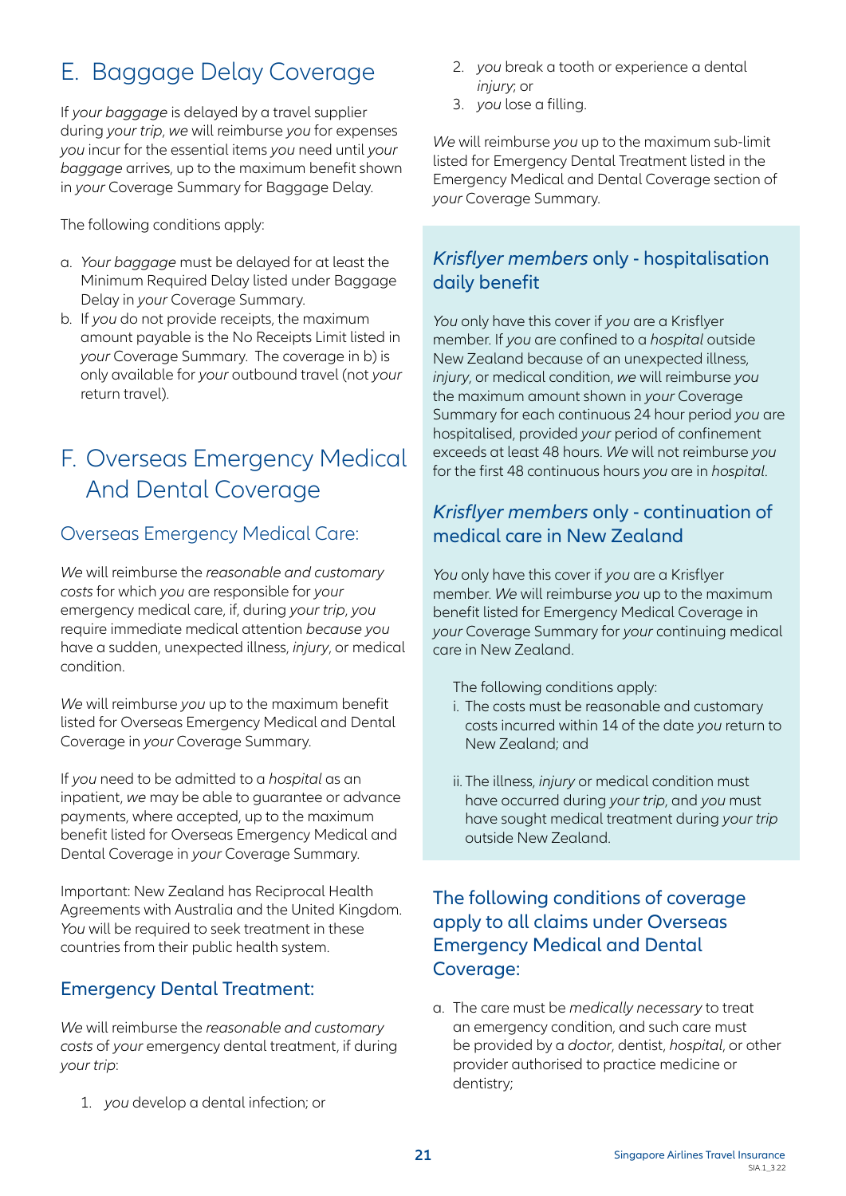# E. Baggage Delay Coverage

If *your baggage* is delayed by a travel supplier during *your trip*, *we* will reimburse *you* for expenses *you* incur for the essential items *you* need until *your baggage* arrives, up to the maximum benefit shown in *your* Coverage Summary for Baggage Delay.

The following conditions apply:

a. *Your baggage* must be delayed for at least the Minimum Required Delay listed under Baggage Delay in *your* Coverage Summary.
b. If *you* do not provide receipts, the maximum amount payable is the No Receipts Limit listed in *your* Coverage Summary. The coverage in b) is only available for *your* outbound travel (not *your* return travel).

# F. Overseas Emergency Medical And Dental Coverage

## Overseas Emergency Medical Care:

*We* will reimburse the *reasonable and customary costs* for which *you* are responsible for *your* emergency medical care, if, during *your trip*, *you* require immediate medical attention *because you* have a sudden, unexpected illness, *injury*, or medical condition.

*We* will reimburse *you* up to the maximum benefit listed for Overseas Emergency Medical and Dental Coverage in *your* Coverage Summary.

If *you* need to be admitted to a *hospital* as an inpatient, *we* may be able to guarantee or advance payments, where accepted, up to the maximum benefit listed for Overseas Emergency Medical and Dental Coverage in *your* Coverage Summary.

Important: New Zealand has Reciprocal Health Agreements with Australia and the United Kingdom. *You* will be required to seek treatment in these countries from their public health system.

## Emergency Dental Treatment:

*We* will reimburse the *reasonable and customary costs* of *your* emergency dental treatment, if during *your trip*:

1. *you* develop a dental infection; or
2. *you* break a tooth or experience a dental *injury*; or
3. *you* lose a filling.

*We* will reimburse *you* up to the maximum sub-limit listed for Emergency Dental Treatment listed in the Emergency Medical and Dental Coverage section of *your* Coverage Summary.

## *Krisflyer members* only - hospitalisation daily benefit

*You* only have this cover if *you* are a Krisflyer member. If *you* are confined to a *hospital* outside New Zealand because of an unexpected illness, *injury*, or medical condition, *we* will reimburse *you* the maximum amount shown in *your* Coverage Summary for each continuous 24 hour period *you* are hospitalised, provided *your* period of confinement exceeds at least 48 hours. *We* will not reimburse *you* for the first 48 continuous hours *you* are in *hospital*.

## *Krisflyer members* only - continuation of medical care in New Zealand

*You* only have this cover if *you* are a Krisflyer member. *We* will reimburse *you* up to the maximum benefit listed for Emergency Medical Coverage in *your* Coverage Summary for *your* continuing medical care in New Zealand.

The following conditions apply:

i. The costs must be reasonable and customary costs incurred within 14 of the date *you* return to New Zealand; and

ii. The illness, *injury* or medical condition must have occurred during *your trip*, and *you* must have sought medical treatment during *your trip* outside New Zealand.

## The following conditions of coverage apply to all claims under Overseas Emergency Medical and Dental Coverage:

a. The care must be *medically necessary* to treat an emergency condition, and such care must be provided by a *doctor*, dentist, *hospital*, or other provider authorised to practice medicine or dentistry;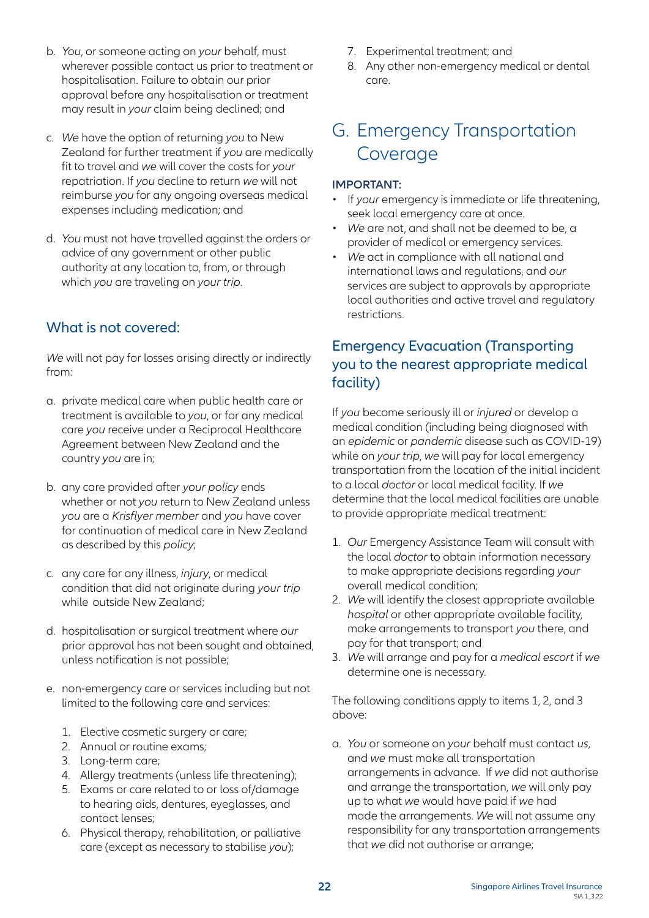b. *You*, or someone acting on *your* behalf, must wherever possible contact us prior to treatment or hospitalisation. Failure to obtain our prior approval before any hospitalisation or treatment may result in *your* claim being declined; and

c. *We* have the option of returning *you* to New Zealand for further treatment if *you* are medically fit to travel and *we* will cover the costs for *your* repatriation. If *you* decline to return *we* will not reimburse *you* for any ongoing overseas medical expenses including medication; and

d. *You* must not have travelled against the orders or advice of any government or other public authority at any location to, from, or through which *you* are traveling on *your trip*.

### What is not covered:

*We* will not pay for losses arising directly or indirectly from:

a. private medical care when public health care or treatment is available to *you*, or for any medical care *you* receive under a Reciprocal Healthcare Agreement between New Zealand and the country *you* are in;

b. any care provided after *your policy* ends whether or not *you* return to New Zealand unless *you* are a *Krisflyer member* and *you* have cover for continuation of medical care in New Zealand as described by this *policy*;

c. any care for any illness, *injury*, or medical condition that did not originate during *your trip* while outside New Zealand;

d. hospitalisation or surgical treatment where *our* prior approval has not been sought and obtained, unless notification is not possible;

e. non-emergency care or services including but not limited to the following care and services:

   1. Elective cosmetic surgery or care;
   2. Annual or routine exams;
   3. Long-term care;
   4. Allergy treatments (unless life threatening);
   5. Exams or care related to or loss of/damage to hearing aids, dentures, eyeglasses, and contact lenses;
   6. Physical therapy, rehabilitation, or palliative care (except as necessary to stabilise *you*);
   7. Experimental treatment; and
   8. Any other non-emergency medical or dental care.

## G. Emergency Transportation Coverage

**IMPORTANT:**

- If *your* emergency is immediate or life threatening, seek local emergency care at once.
- *We* are not, and shall not be deemed to be, a provider of medical or emergency services.
- *We* act in compliance with all national and international laws and regulations, and *our* services are subject to approvals by appropriate local authorities and active travel and regulatory restrictions.

### Emergency Evacuation (Transporting you to the nearest appropriate medical facility)

If *you* become seriously ill or *injured* or develop a medical condition (including being diagnosed with an *epidemic* or *pandemic* disease such as COVID-19) while on *your trip*, *we* will pay for local emergency transportation from the location of the initial incident to a local *doctor* or local medical facility. If *we* determine that the local medical facilities are unable to provide appropriate medical treatment:

1. *Our* Emergency Assistance Team will consult with the local *doctor* to obtain information necessary to make appropriate decisions regarding *your* overall medical condition;
2. *We* will identify the closest appropriate available *hospital* or other appropriate available facility, make arrangements to transport *you* there, and pay for that transport; and
3. *We* will arrange and pay for a *medical escort* if *we* determine one is necessary.

The following conditions apply to items 1, 2, and 3 above:

a. *You* or someone on *your* behalf must contact *us*, and *we* must make all transportation arrangements in advance. If *we* did not authorise and arrange the transportation, *we* will only pay up to what *we* would have paid if *we* had made the arrangements. *We* will not assume any responsibility for any transportation arrangements that *we* did not authorise or arrange;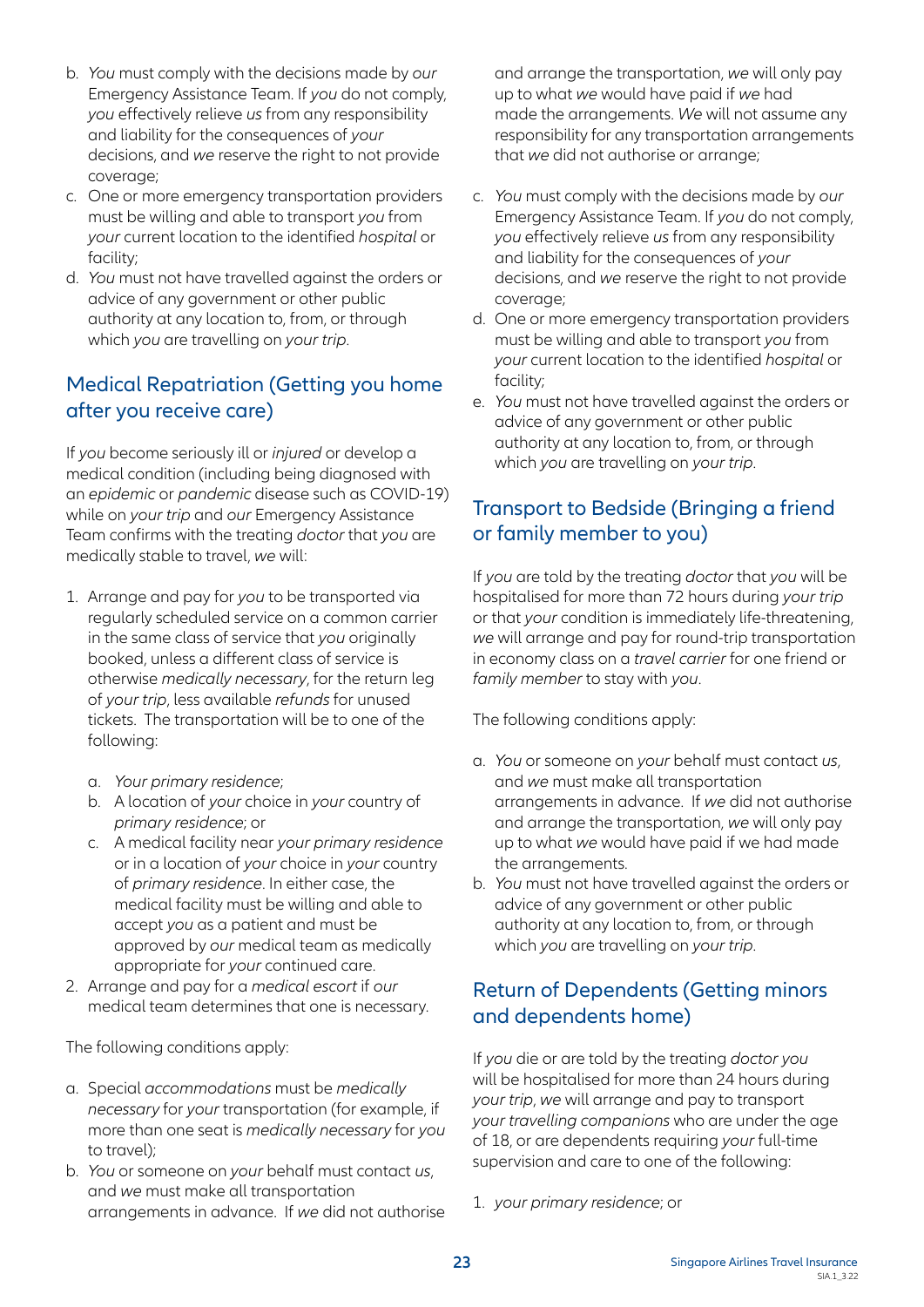b. *You* must comply with the decisions made by *our* Emergency Assistance Team. If *you* do not comply, *you* effectively relieve *us* from any responsibility and liability for the consequences of *your* decisions, and *we* reserve the right to not provide coverage;
c. One or more emergency transportation providers must be willing and able to transport *you* from *your* current location to the identified *hospital* or facility;
d. *You* must not have travelled against the orders or advice of any government or other public authority at any location to, from, or through which *you* are travelling on *your trip*.

## Medical Repatriation (Getting you home after you receive care)

If *you* become seriously ill or *injured* or develop a medical condition (including being diagnosed with an *epidemic* or *pandemic* disease such as COVID-19) while on *your trip* and *our* Emergency Assistance Team confirms with the treating *doctor* that *you* are medically stable to travel, *we* will:

1. Arrange and pay for *you* to be transported via regularly scheduled service on a common carrier in the same class of service that *you* originally booked, unless a different class of service is otherwise *medically necessary*, for the return leg of *your trip*, less available *refunds* for unused tickets. The transportation will be to one of the following:
   a. *Your primary residence*;
   b. A location of *your* choice in *your* country of *primary residence*; or
   c. A medical facility near *your primary residence* or in a location of *your* choice in *your* country of *primary residence*. In either case, the medical facility must be willing and able to accept *you* as a patient and must be approved by *our* medical team as medically appropriate for *your* continued care.
2. Arrange and pay for a *medical escort* if *our* medical team determines that one is necessary.

The following conditions apply:

a. Special *accommodations* must be *medically necessary* for *your* transportation (for example, if more than one seat is *medically necessary* for *you* to travel);
b. *You* or someone on *your* behalf must contact *us*, and *we* must make all transportation arrangements in advance. If *we* did not authorise and arrange the transportation, *we* will only pay up to what *we* would have paid if *we* had made the arrangements. *We* will not assume any responsibility for any transportation arrangements that *we* did not authorise or arrange;
c. *You* must comply with the decisions made by *our* Emergency Assistance Team. If *you* do not comply, *you* effectively relieve *us* from any responsibility and liability for the consequences of *your* decisions, and *we* reserve the right to not provide coverage;
d. One or more emergency transportation providers must be willing and able to transport *you* from *your* current location to the identified *hospital* or facility;
e. *You* must not have travelled against the orders or advice of any government or other public authority at any location to, from, or through which *you* are travelling on *your trip*.

## Transport to Bedside (Bringing a friend or family member to you)

If *you* are told by the treating *doctor* that *you* will be hospitalised for more than 72 hours during *your trip* or that *your* condition is immediately life-threatening, *we* will arrange and pay for round-trip transportation in economy class on a *travel carrier* for one friend or *family member* to stay with *you*.

The following conditions apply:

a. *You* or someone on *your* behalf must contact *us*, and *we* must make all transportation arrangements in advance. If *we* did not authorise and arrange the transportation, *we* will only pay up to what *we* would have paid if we had made the arrangements.
b. *You* must not have travelled against the orders or advice of any government or other public authority at any location to, from, or through which *you* are travelling on *your trip*.

## Return of Dependents (Getting minors and dependents home)

If *you* die or are told by the treating *doctor you* will be hospitalised for more than 24 hours during *your trip*, *we* will arrange and pay to transport *your travelling companions* who are under the age of 18, or are dependents requiring *your* full-time supervision and care to one of the following:

1. *your primary residence*; or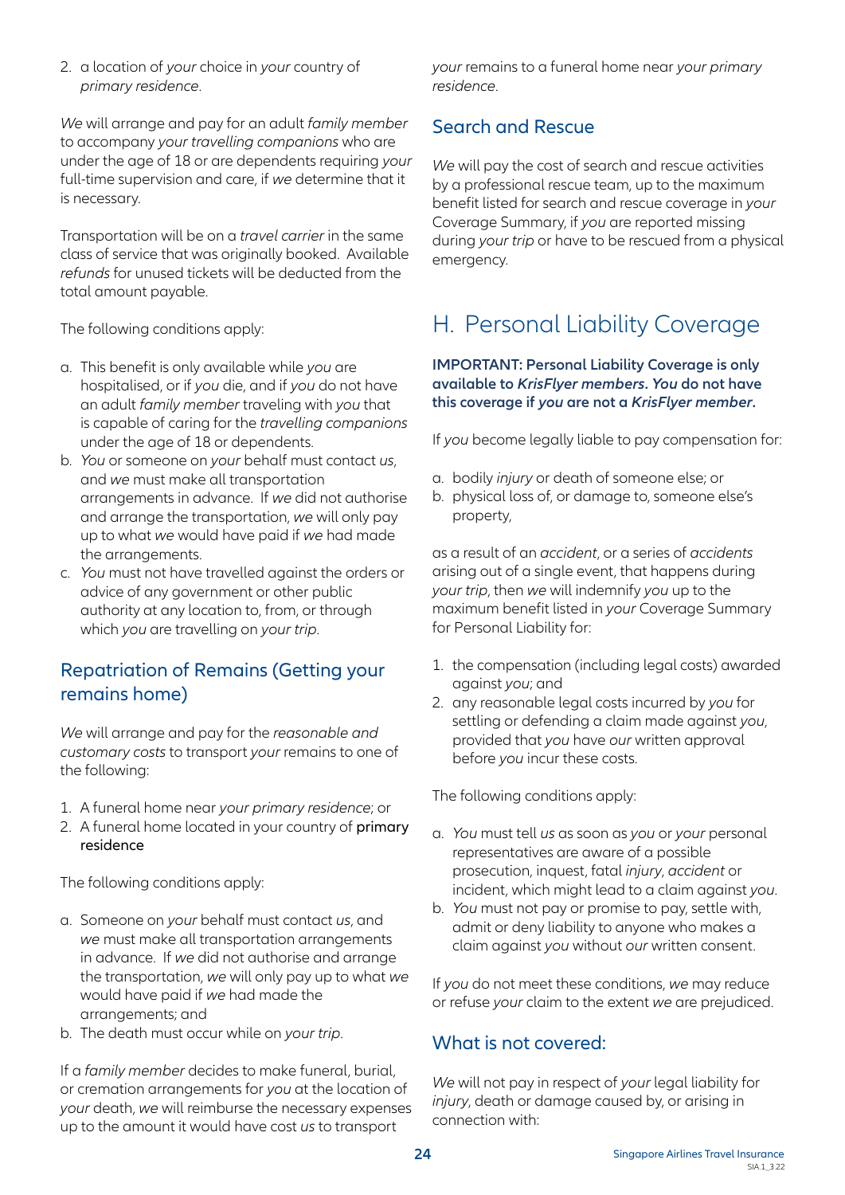2. a location of *your* choice in *your* country of *primary residence*.

*We* will arrange and pay for an adult *family member* to accompany *your travelling companions* who are under the age of 18 or are dependents requiring *your* full-time supervision and care, if *we* determine that it is necessary.

Transportation will be on a *travel carrier* in the same class of service that was originally booked. Available *refunds* for unused tickets will be deducted from the total amount payable.

The following conditions apply:

a. This benefit is only available while *you* are hospitalised, or if *you* die, and if *you* do not have an adult *family member* traveling with *you* that is capable of caring for the *travelling companions* under the age of 18 or dependents.
b. *You* or someone on *your* behalf must contact *us*, and *we* must make all transportation arrangements in advance. If *we* did not authorise and arrange the transportation, *we* will only pay up to what *we* would have paid if *we* had made the arrangements.
c. *You* must not have travelled against the orders or advice of any government or other public authority at any location to, from, or through which *you* are travelling on *your trip*.

## Repatriation of Remains (Getting your remains home)

*We* will arrange and pay for the *reasonable and customary costs* to transport *your* remains to one of the following:

1. A funeral home near *your primary residence*; or
2. A funeral home located in your country of **primary residence**

The following conditions apply:

a. Someone on *your* behalf must contact *us*, and *we* must make all transportation arrangements in advance. If *we* did not authorise and arrange the transportation, *we* will only pay up to what *we* would have paid if *we* had made the arrangements; and
b. The death must occur while on *your trip*.

If a *family member* decides to make funeral, burial, or cremation arrangements for *you* at the location of *your* death, *we* will reimburse the necessary expenses up to the amount it would have cost *us* to transport *your* remains to a funeral home near *your primary residence*.

## Search and Rescue

*We* will pay the cost of search and rescue activities by a professional rescue team, up to the maximum benefit listed for search and rescue coverage in *your* Coverage Summary, if *you* are reported missing during *your trip* or have to be rescued from a physical emergency.

# H. Personal Liability Coverage

**IMPORTANT: Personal Liability Coverage is only available to *KrisFlyer members*. *You* do not have this coverage if *you* are not a *KrisFlyer member*.**

If *you* become legally liable to pay compensation for:

a. bodily *injury* or death of someone else; or
b. physical loss of, or damage to, someone else's property,

as a result of an *accident*, or a series of *accidents* arising out of a single event, that happens during *your trip*, then *we* will indemnify *you* up to the maximum benefit listed in *your* Coverage Summary for Personal Liability for:

1. the compensation (including legal costs) awarded against *you*; and
2. any reasonable legal costs incurred by *you* for settling or defending a claim made against *you*, provided that *you* have *our* written approval before *you* incur these costs.

The following conditions apply:

a. *You* must tell *us* as soon as *you* or *your* personal representatives are aware of a possible prosecution, inquest, fatal *injury*, *accident* or incident, which might lead to a claim against *you*.
b. *You* must not pay or promise to pay, settle with, admit or deny liability to anyone who makes a claim against *you* without *our* written consent.

If *you* do not meet these conditions, *we* may reduce or refuse *your* claim to the extent *we* are prejudiced.

## What is not covered:

*We* will not pay in respect of *your* legal liability for *injury*, death or damage caused by, or arising in connection with: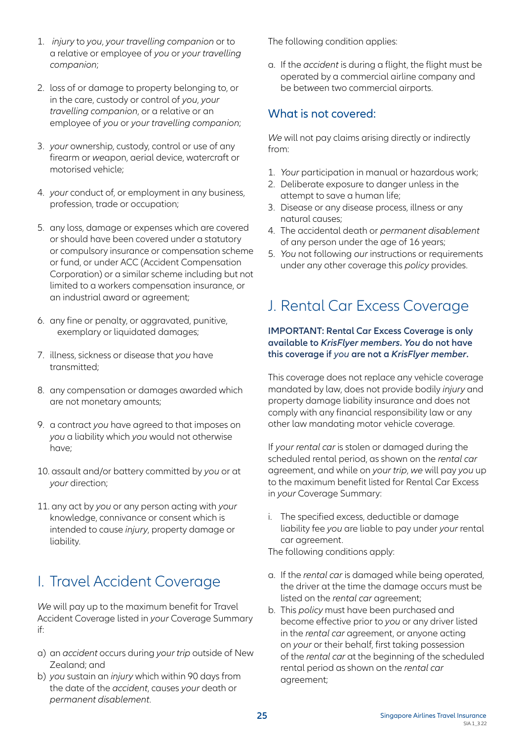1. *injury* to *you*, *your travelling companion* or to a relative or employee of *you* or *your travelling companion*;
2. loss of or damage to property belonging to, or in the care, custody or control of *you*, *your travelling companion*, or a relative or an employee of *you* or *your travelling companion*;
3. *your* ownership, custody, control or use of any firearm or weapon, aerial device, watercraft or motorised vehicle;
4. *your* conduct of, or employment in any business, profession, trade or occupation;
5. any loss, damage or expenses which are covered or should have been covered under a statutory or compulsory insurance or compensation scheme or fund, or under ACC (Accident Compensation Corporation) or a similar scheme including but not limited to a workers compensation insurance, or an industrial award or agreement;
6. any fine or penalty, or aggravated, punitive, exemplary or liquidated damages;
7. illness, sickness or disease that *you* have transmitted;
8. any compensation or damages awarded which are not monetary amounts;
9. a contract *you* have agreed to that imposes on *you* a liability which *you* would not otherwise have;
10. assault and/or battery committed by *you* or at *your* direction;
11. any act by *you* or any person acting with *your* knowledge, connivance or consent which is intended to cause *injury*, property damage or liability.

# I. Travel Accident Coverage

*We* will pay up to the maximum benefit for Travel Accident Coverage listed in *your* Coverage Summary if:

a) an *accident* occurs during *your trip* outside of New Zealand; and
b) *you* sustain an *injury* which within 90 days from the date of the *accident*, causes *your* death or *permanent disablement*.

The following condition applies:

a. If the *accident* is during a flight, the flight must be operated by a commercial airline company and be between two commercial airports.

## What is not covered:

*We* will not pay claims arising directly or indirectly from:

1. *Your* participation in manual or hazardous work;
2. Deliberate exposure to danger unless in the attempt to save a human life;
3. Disease or any disease process, illness or any natural causes;
4. The accidental death or *permanent disablement* of any person under the age of 16 years;
5. *You* not following *our* instructions or requirements under any other coverage this *policy* provides.

# J. Rental Car Excess Coverage

**IMPORTANT: Rental Car Excess Coverage is only available to *KrisFlyer members*. *You* do not have this coverage if *you* are not a *KrisFlyer member*.**

This coverage does not replace any vehicle coverage mandated by law, does not provide bodily *injury* and property damage liability insurance and does not comply with any financial responsibility law or any other law mandating motor vehicle coverage.

If *your rental car* is stolen or damaged during the scheduled rental period, as shown on the *rental car* agreement, and while on *your trip*, *we* will pay *you* up to the maximum benefit listed for Rental Car Excess in *your* Coverage Summary:

i. The specified excess, deductible or damage liability fee *you* are liable to pay under *your* rental car agreement.

The following conditions apply:

a. If the *rental car* is damaged while being operated, the driver at the time the damage occurs must be listed on the *rental car* agreement;
b. This *policy* must have been purchased and become effective prior to *you* or any driver listed in the *rental car* agreement, or anyone acting on *your* or their behalf, first taking possession of the *rental car* at the beginning of the scheduled rental period as shown on the *rental car* agreement;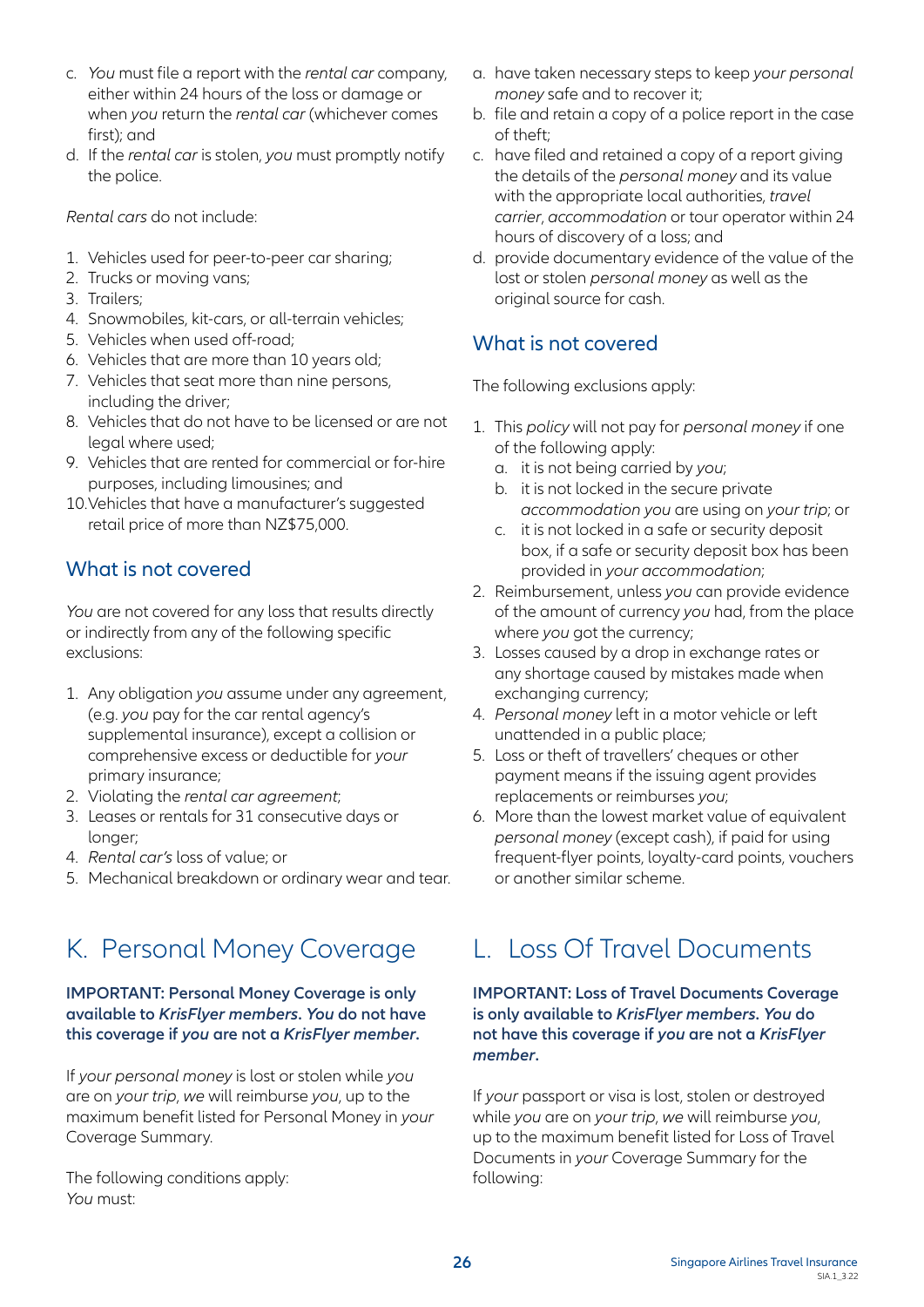c. *You* must file a report with the *rental car* company, either within 24 hours of the loss or damage or when *you* return the *rental car* (whichever comes first); and
d. If the *rental car* is stolen, *you* must promptly notify the police.

*Rental cars* do not include:

1. Vehicles used for peer-to-peer car sharing;
2. Trucks or moving vans;
3. Trailers;
4. Snowmobiles, kit-cars, or all-terrain vehicles;
5. Vehicles when used off-road;
6. Vehicles that are more than 10 years old;
7. Vehicles that seat more than nine persons, including the driver;
8. Vehicles that do not have to be licensed or are not legal where used;
9. Vehicles that are rented for commercial or for-hire purposes, including limousines; and
10. Vehicles that have a manufacturer's suggested retail price of more than NZ$75,000.

### What is not covered

*You* are not covered for any loss that results directly or indirectly from any of the following specific exclusions:

1. Any obligation *you* assume under any agreement, (e.g. *you* pay for the car rental agency's supplemental insurance), except a collision or comprehensive excess or deductible for *your* primary insurance;
2. Violating the *rental car agreement*;
3. Leases or rentals for 31 consecutive days or longer;
4. *Rental car's* loss of value; or
5. Mechanical breakdown or ordinary wear and tear.

## K. Personal Money Coverage

**IMPORTANT: Personal Money Coverage is only available to *KrisFlyer members*. *You* do not have this coverage if *you* are not a *KrisFlyer member*.**

If *your personal money* is lost or stolen while *you* are on *your trip*, *we* will reimburse *you*, up to the maximum benefit listed for Personal Money in *your* Coverage Summary.

The following conditions apply:
*You* must:

a. have taken necessary steps to keep *your personal money* safe and to recover it;
b. file and retain a copy of a police report in the case of theft;
c. have filed and retained a copy of a report giving the details of the *personal money* and its value with the appropriate local authorities, *travel carrier*, *accommodation* or tour operator within 24 hours of discovery of a loss; and
d. provide documentary evidence of the value of the lost or stolen *personal money* as well as the original source for cash.

### What is not covered

The following exclusions apply:

1. This *policy* will not pay for *personal money* if one of the following apply:
   a. it is not being carried by *you*;
   b. it is not locked in the secure private *accommodation you* are using on *your trip*; or
   c. it is not locked in a safe or security deposit box, if a safe or security deposit box has been provided in *your accommodation*;
2. Reimbursement, unless *you* can provide evidence of the amount of currency *you* had, from the place where *you* got the currency;
3. Losses caused by a drop in exchange rates or any shortage caused by mistakes made when exchanging currency;
4. *Personal money* left in a motor vehicle or left unattended in a public place;
5. Loss or theft of travellers' cheques or other payment means if the issuing agent provides replacements or reimburses *you*;
6. More than the lowest market value of equivalent *personal money* (except cash), if paid for using frequent-flyer points, loyalty-card points, vouchers or another similar scheme.

## L. Loss Of Travel Documents

**IMPORTANT: Loss of Travel Documents Coverage is only available to *KrisFlyer members*. *You* do not have this coverage if *you* are not a *KrisFlyer member*.**

If *your* passport or visa is lost, stolen or destroyed while *you* are on *your trip*, *we* will reimburse *you*, up to the maximum benefit listed for Loss of Travel Documents in *your* Coverage Summary for the following: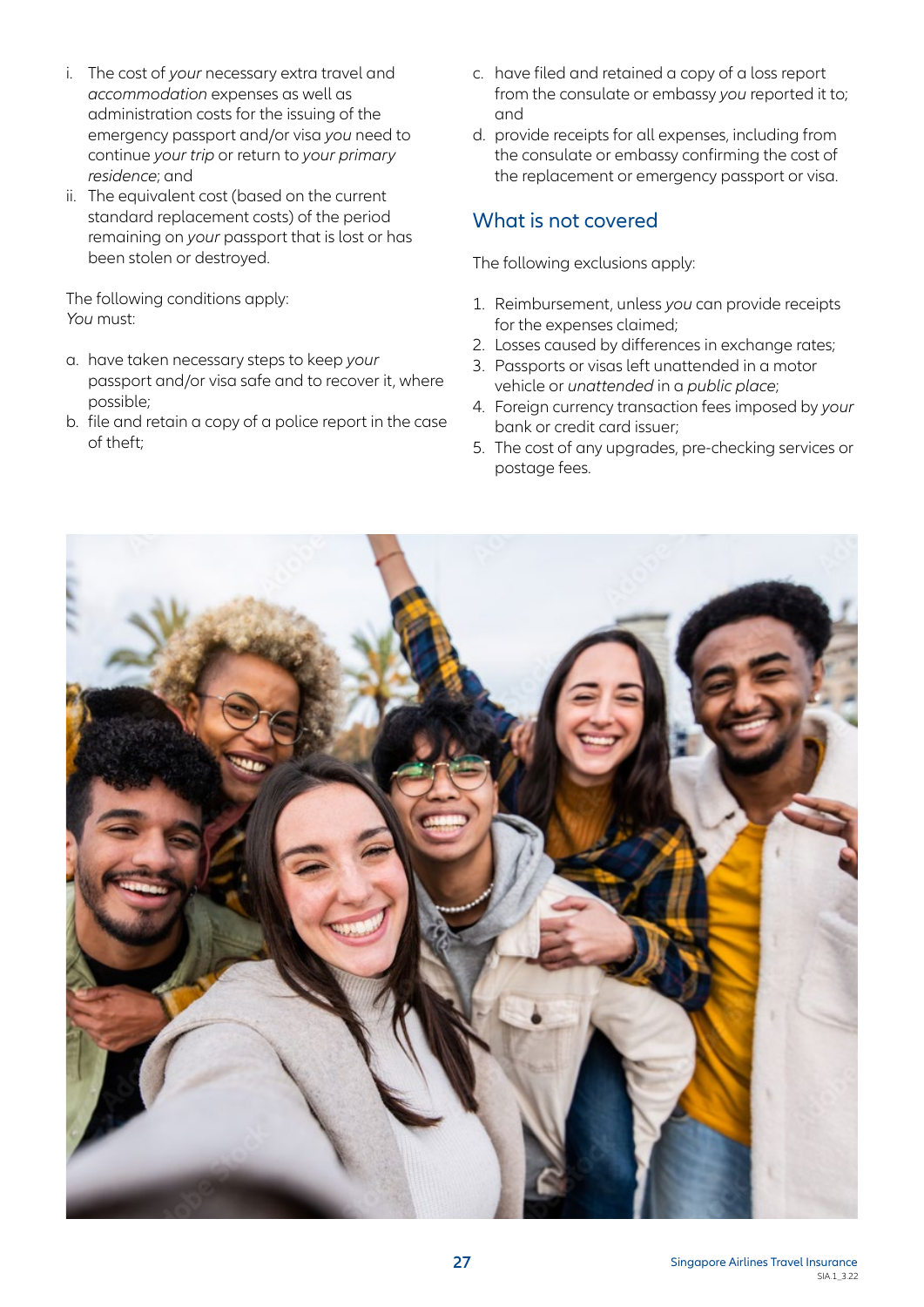i. The cost of *your* necessary extra travel and *accommodation* expenses as well as administration costs for the issuing of the emergency passport and/or visa *you* need to continue *your trip* or return to *your primary residence*; and
ii. The equivalent cost (based on the current standard replacement costs) of the period remaining on *your* passport that is lost or has been stolen or destroyed.

The following conditions apply:
*You* must:

a. have taken necessary steps to keep *your* passport and/or visa safe and to recover it, where possible;
b. file and retain a copy of a police report in the case of theft;
c. have filed and retained a copy of a loss report from the consulate or embassy *you* reported it to; and
d. provide receipts for all expenses, including from the consulate or embassy confirming the cost of the replacement or emergency passport or visa.

## What is not covered

The following exclusions apply:

1. Reimbursement, unless *you* can provide receipts for the expenses claimed;
2. Losses caused by differences in exchange rates;
3. Passports or visas left unattended in a motor vehicle or *unattended* in a *public place*;
4. Foreign currency transaction fees imposed by *your* bank or credit card issuer;
5. The cost of any upgrades, pre-checking services or postage fees.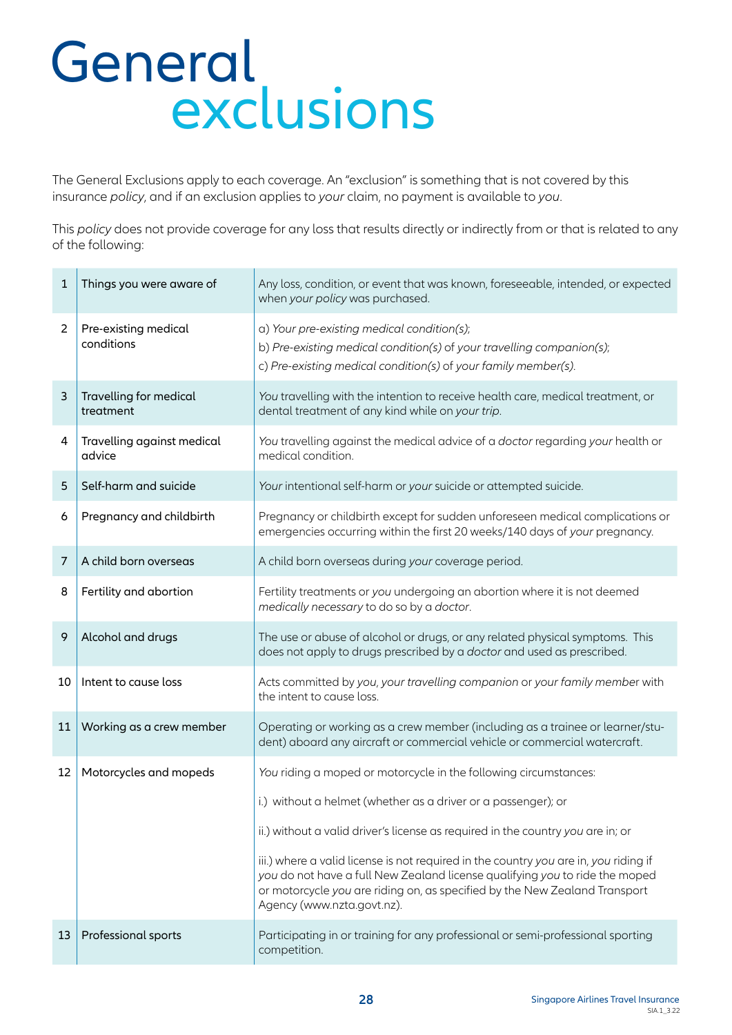# General exclusions

The General Exclusions apply to each coverage. An "exclusion" is something that is not covered by this insurance *policy*, and if an exclusion applies to *your* claim, no payment is available to *you*.

This *policy* does not provide coverage for any loss that results directly or indirectly from or that is related to any of the following:

| | | |
|---|---|---|
| 1 | Things you were aware of | Any loss, condition, or event that was known, foreseeable, intended, or expected when *your policy* was purchased. |
| 2 | Pre-existing medical conditions | a) *Your pre-existing medical condition(s)*;<br>b) *Pre-existing medical condition(s)* of *your travelling companion(s)*;<br>c) *Pre-existing medical condition(s)* of *your family member(s)*. |
| 3 | Travelling for medical treatment | *You* travelling with the intention to receive health care, medical treatment, or dental treatment of any kind while on *your trip*. |
| 4 | Travelling against medical advice | *You* travelling against the medical advice of a *doctor* regarding *your* health or medical condition. |
| 5 | Self-harm and suicide | *Your* intentional self-harm or *your* suicide or attempted suicide. |
| 6 | Pregnancy and childbirth | Pregnancy or childbirth except for sudden unforeseen medical complications or emergencies occurring within the first 20 weeks/140 days of *your* pregnancy. |
| 7 | A child born overseas | A child born overseas during *your* coverage period. |
| 8 | Fertility and abortion | Fertility treatments or *you* undergoing an abortion where it is not deemed *medically necessary* to do so by a *doctor*. |
| 9 | Alcohol and drugs | The use or abuse of alcohol or drugs, or any related physical symptoms. This does not apply to drugs prescribed by a *doctor* and used as prescribed. |
| 10 | Intent to cause loss | Acts committed by *you*, *your travelling companion* or *your family member* with the intent to cause loss. |
| 11 | Working as a crew member | Operating or working as a crew member (including as a trainee or learner/student) aboard any aircraft or commercial vehicle or commercial watercraft. |
| 12 | Motorcycles and mopeds | *You* riding a moped or motorcycle in the following circumstances:<br>i.) without a helmet (whether as a driver or a passenger); or<br>ii.) without a valid driver's license as required in the country *you* are in; or<br>iii.) where a valid license is not required in the country *you* are in, *you* riding if *you* do not have a full New Zealand license qualifying *you* to ride the moped or motorcycle *you* are riding on, as specified by the New Zealand Transport Agency (www.nzta.govt.nz). |
| 13 | Professional sports | Participating in or training for any professional or semi-professional sporting competition. |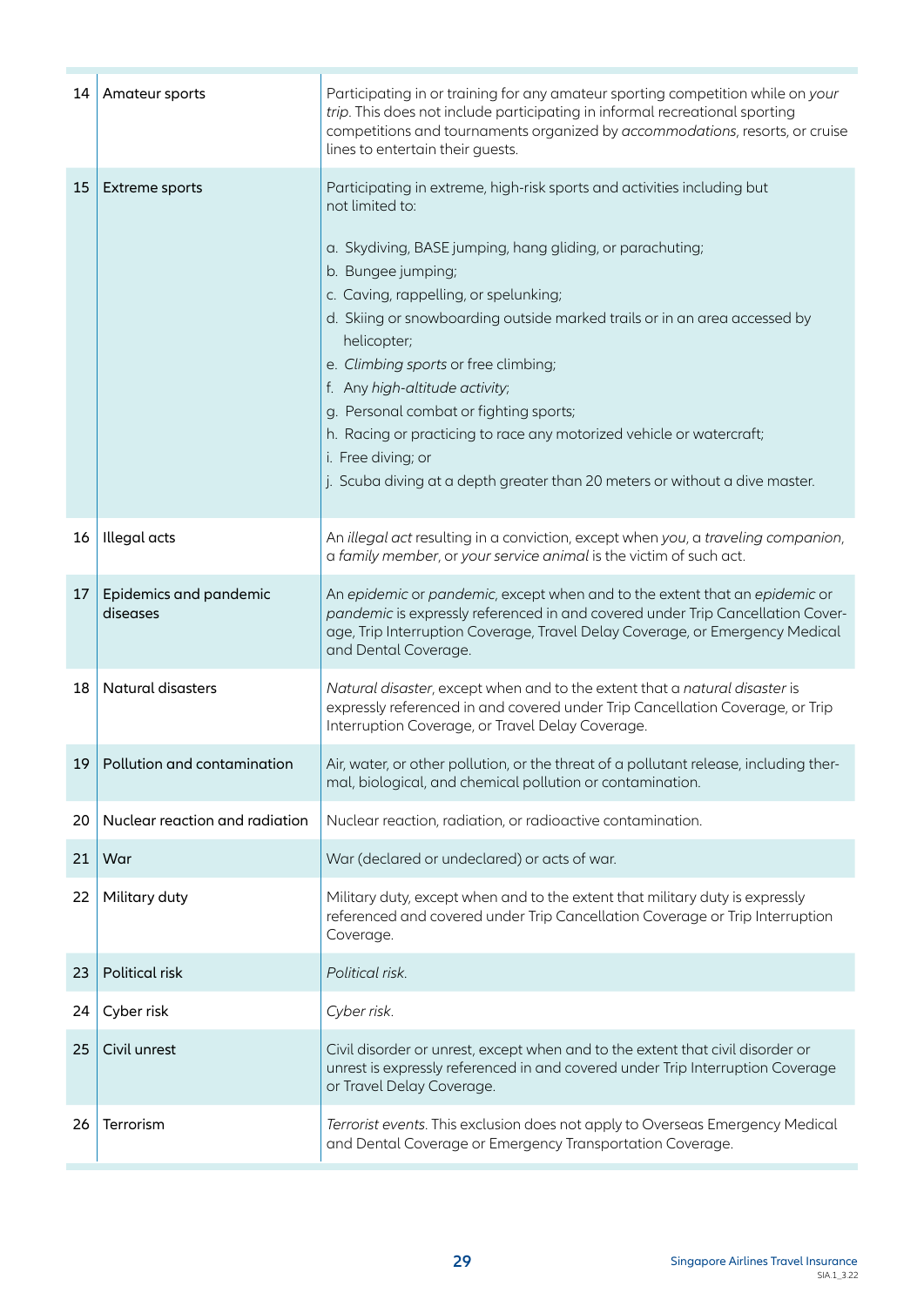| | | |
|---|---|---|
| 14 | Amateur sports | Participating in or training for any amateur sporting competition while on *your trip*. This does not include participating in informal recreational sporting competitions and tournaments organized by *accommodations*, resorts, or cruise lines to entertain their guests. |
| 15 | Extreme sports | Participating in extreme, high-risk sports and activities including but not limited to:<br><br>a. Skydiving, BASE jumping, hang gliding, or parachuting;<br>b. Bungee jumping;<br>c. Caving, rappelling, or spelunking;<br>d. Skiing or snowboarding outside marked trails or in an area accessed by helicopter;<br>e. *Climbing sports* or free climbing;<br>f. Any *high-altitude activity*;<br>g. Personal combat or fighting sports;<br>h. Racing or practicing to race any motorized vehicle or watercraft;<br>i. Free diving; or<br>j. Scuba diving at a depth greater than 20 meters or without a dive master. |
| 16 | Illegal acts | An *illegal act* resulting in a conviction, except when *you*, a *traveling companion*, a *family member*, or *your service animal* is the victim of such act. |
| 17 | Epidemics and pandemic diseases | An *epidemic* or *pandemic*, except when and to the extent that an *epidemic* or *pandemic* is expressly referenced in and covered under Trip Cancellation Coverage, Trip Interruption Coverage, Travel Delay Coverage, or Emergency Medical and Dental Coverage. |
| 18 | Natural disasters | *Natural disaster*, except when and to the extent that a *natural disaster* is expressly referenced in and covered under Trip Cancellation Coverage, or Trip Interruption Coverage, or Travel Delay Coverage. |
| 19 | Pollution and contamination | Air, water, or other pollution, or the threat of a pollutant release, including thermal, biological, and chemical pollution or contamination. |
| 20 | Nuclear reaction and radiation | Nuclear reaction, radiation, or radioactive contamination. |
| 21 | War | War (declared or undeclared) or acts of war. |
| 22 | Military duty | Military duty, except when and to the extent that military duty is expressly referenced and covered under Trip Cancellation Coverage or Trip Interruption Coverage. |
| 23 | Political risk | *Political risk*. |
| 24 | Cyber risk | *Cyber risk*. |
| 25 | Civil unrest | Civil disorder or unrest, except when and to the extent that civil disorder or unrest is expressly referenced in and covered under Trip Interruption Coverage or Travel Delay Coverage. |
| 26 | Terrorism | *Terrorist events*. This exclusion does not apply to Overseas Emergency Medical and Dental Coverage or Emergency Transportation Coverage. |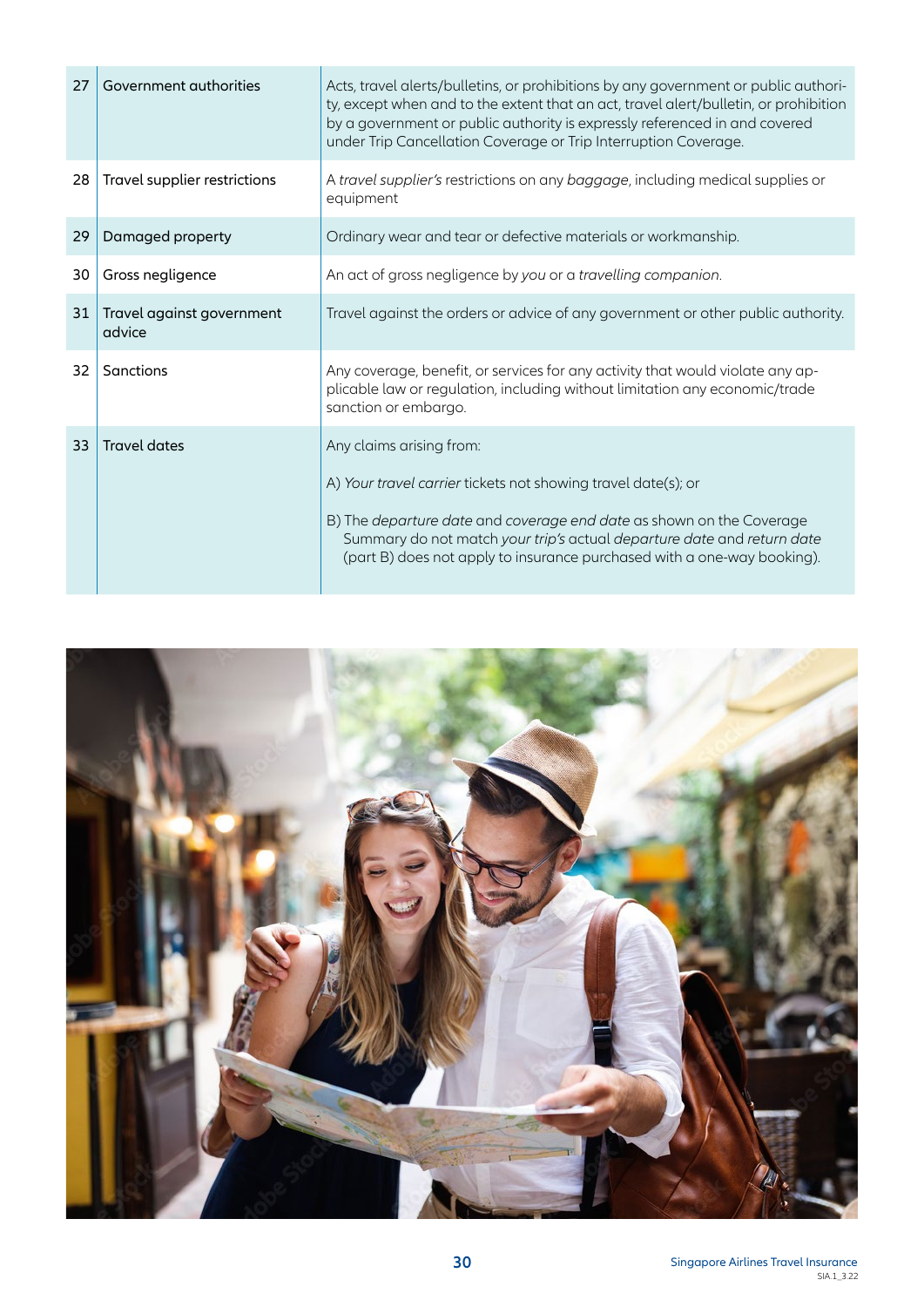| | | |
|---|---|---|
| 27 | Government authorities | Acts, travel alerts/bulletins, or prohibitions by any government or public authority, except when and to the extent that an act, travel alert/bulletin, or prohibition by a government or public authority is expressly referenced in and covered under Trip Cancellation Coverage or Trip Interruption Coverage. |
| 28 | Travel supplier restrictions | A *travel supplier's* restrictions on any *baggage*, including medical supplies or equipment |
| 29 | Damaged property | Ordinary wear and tear or defective materials or workmanship. |
| 30 | Gross negligence | An act of gross negligence by *you* or a *travelling companion*. |
| 31 | Travel against government advice | Travel against the orders or advice of any government or other public authority. |
| 32 | Sanctions | Any coverage, benefit, or services for any activity that would violate any applicable law or regulation, including without limitation any economic/trade sanction or embargo. |
| 33 | Travel dates | Any claims arising from:<br><br>A) *Your travel carrier* tickets not showing travel date(s); or<br><br>B) The *departure date* and *coverage end date* as shown on the Coverage Summary do not match *your trip's* actual *departure date* and *return date* (part B) does not apply to insurance purchased with a one-way booking). |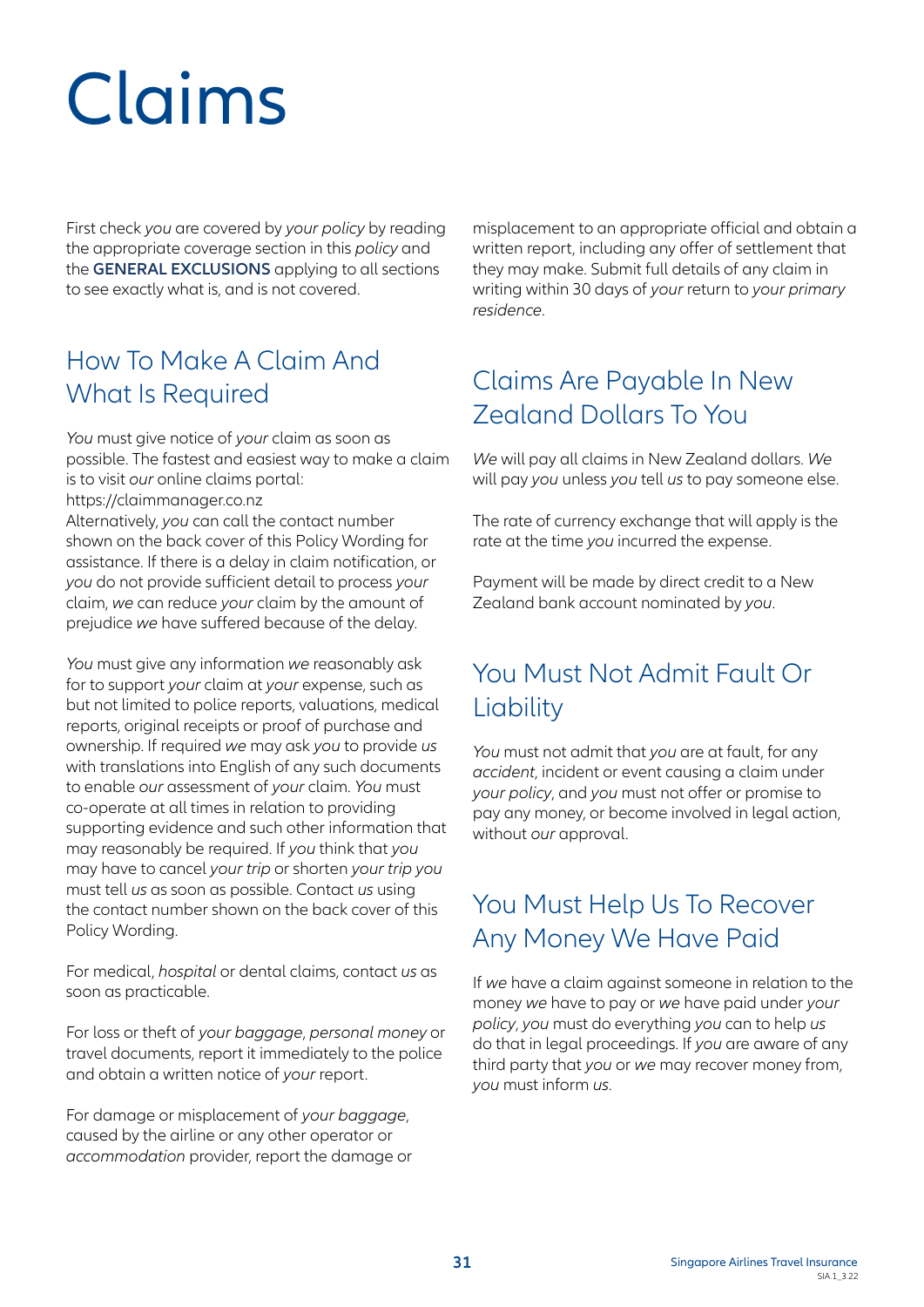# Claims

First check *you* are covered by *your policy* by reading the appropriate coverage section in this *policy* and the **GENERAL EXCLUSIONS** applying to all sections to see exactly what is, and is not covered.

## How To Make A Claim And What Is Required

*You* must give notice of *your* claim as soon as possible. The fastest and easiest way to make a claim is to visit *our* online claims portal: https://claimmanager.co.nz
Alternatively, *you* can call the contact number shown on the back cover of this Policy Wording for assistance. If there is a delay in claim notification, or *you* do not provide sufficient detail to process *your* claim, *we* can reduce *your* claim by the amount of prejudice *we* have suffered because of the delay.

*You* must give any information *we* reasonably ask for to support *your* claim at *your* expense, such as but not limited to police reports, valuations, medical reports, original receipts or proof of purchase and ownership. If required *we* may ask *you* to provide *us* with translations into English of any such documents to enable *our* assessment of *your* claim. *You* must co-operate at all times in relation to providing supporting evidence and such other information that may reasonably be required. If *you* think that *you* may have to cancel *your trip* or shorten *your trip you* must tell *us* as soon as possible. Contact *us* using the contact number shown on the back cover of this Policy Wording.

For medical, *hospital* or dental claims, contact *us* as soon as practicable.

For loss or theft of *your baggage*, *personal money* or travel documents, report it immediately to the police and obtain a written notice of *your* report.

For damage or misplacement of *your baggage*, caused by the airline or any other operator or *accommodation* provider, report the damage or misplacement to an appropriate official and obtain a written report, including any offer of settlement that they may make. Submit full details of any claim in writing within 30 days of *your* return to *your primary residence*.

## Claims Are Payable In New Zealand Dollars To You

*We* will pay all claims in New Zealand dollars. *We* will pay *you* unless *you* tell *us* to pay someone else.

The rate of currency exchange that will apply is the rate at the time *you* incurred the expense.

Payment will be made by direct credit to a New Zealand bank account nominated by *you*.

## You Must Not Admit Fault Or Liability

*You* must not admit that *you* are at fault, for any *accident*, incident or event causing a claim under *your policy*, and *you* must not offer or promise to pay any money, or become involved in legal action, without *our* approval.

## You Must Help Us To Recover Any Money We Have Paid

If *we* have a claim against someone in relation to the money *we* have to pay or *we* have paid under *your policy*, *you* must do everything *you* can to help *us* do that in legal proceedings. If *you* are aware of any third party that *you* or *we* may recover money from, *you* must inform *us*.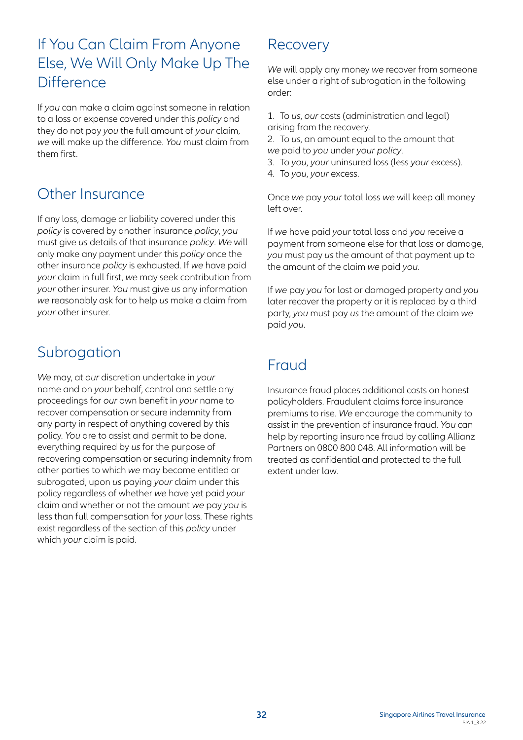## If You Can Claim From Anyone Else, We Will Only Make Up The Difference

If *you* can make a claim against someone in relation to a loss or expense covered under this *policy* and they do not pay *you* the full amount of *your* claim, *we* will make up the difference. *You* must claim from them first.

## Other Insurance

If any loss, damage or liability covered under this *policy* is covered by another insurance *policy*, *you* must give *us* details of that insurance *policy*. *We* will only make any payment under this *policy* once the other insurance *policy* is exhausted. If *we* have paid *your* claim in full first, *we* may seek contribution from *your* other insurer. *You* must give *us* any information *we* reasonably ask for to help *us* make a claim from *your* other insurer.

## Subrogation

*We* may, at *our* discretion undertake in *your* name and on *your* behalf, control and settle any proceedings for *our* own benefit in *your* name to recover compensation or secure indemnity from any party in respect of anything covered by this policy. *You* are to assist and permit to be done, everything required by *us* for the purpose of recovering compensation or securing indemnity from other parties to which *we* may become entitled or subrogated, upon *us* paying *your* claim under this policy regardless of whether *we* have yet paid *your* claim and whether or not the amount *we* pay *you* is less than full compensation for *your* loss. These rights exist regardless of the section of this *policy* under which *your* claim is paid.

## Recovery

*We* will apply any money *we* recover from someone else under a right of subrogation in the following order:

1. To *us*, *our* costs (administration and legal) arising from the recovery.
2. To *us*, an amount equal to the amount that *we* paid to *you* under *your policy*.
3. To *you*, *your* uninsured loss (less *your* excess).
4. To *you*, *your* excess.

Once *we* pay *your* total loss *we* will keep all money left over.

If *we* have paid *your* total loss and *you* receive a payment from someone else for that loss or damage, *you* must pay *us* the amount of that payment up to the amount of the claim *we* paid *you*.

If *we* pay *you* for lost or damaged property and *you* later recover the property or it is replaced by a third party, *you* must pay *us* the amount of the claim *we* paid *you*.

## Fraud

Insurance fraud places additional costs on honest policyholders. Fraudulent claims force insurance premiums to rise. *We* encourage the community to assist in the prevention of insurance fraud. *You* can help by reporting insurance fraud by calling Allianz Partners on 0800 800 048. All information will be treated as confidential and protected to the full extent under law.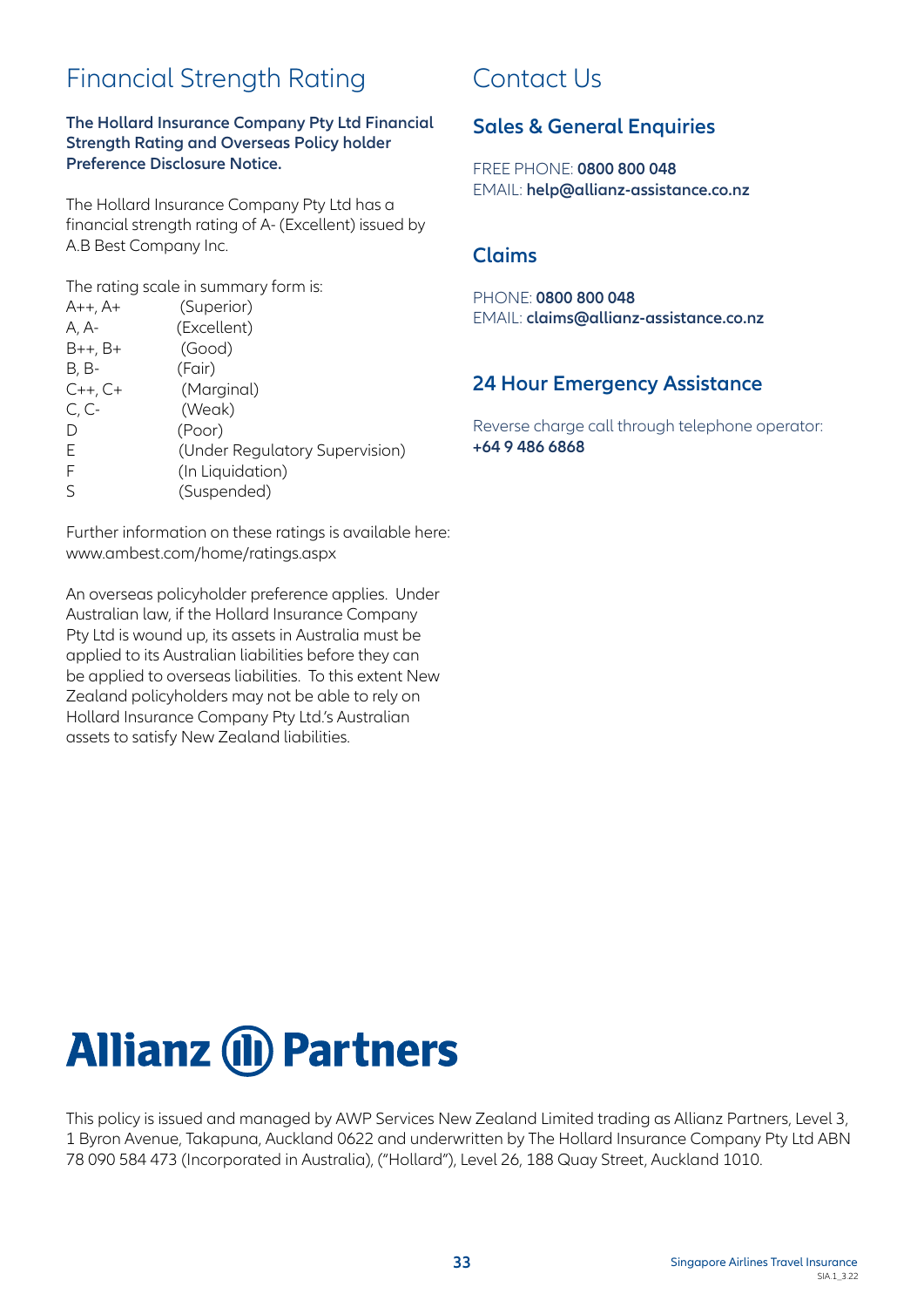# Financial Strength Rating

**The Hollard Insurance Company Pty Ltd Financial Strength Rating and Overseas Policy holder Preference Disclosure Notice.**

The Hollard Insurance Company Pty Ltd has a financial strength rating of A- (Excellent) issued by A.B Best Company Inc.

The rating scale in summary form is:

| | |
|---|---|
| A++, A+ | (Superior) |
| A, A- | (Excellent) |
| B++, B+ | (Good) |
| B, B- | (Fair) |
| C++, C+ | (Marginal) |
| C, C- | (Weak) |
| D | (Poor) |
| E | (Under Regulatory Supervision) |
| F | (In Liquidation) |
| S | (Suspended) |

Further information on these ratings is available here: www.ambest.com/home/ratings.aspx

An overseas policyholder preference applies. Under Australian law, if the Hollard Insurance Company Pty Ltd is wound up, its assets in Australia must be applied to its Australian liabilities before they can be applied to overseas liabilities. To this extent New Zealand policyholders may not be able to rely on Hollard Insurance Company Pty Ltd.'s Australian assets to satisfy New Zealand liabilities.

# Contact Us

## Sales & General Enquiries

FREE PHONE: **0800 800 048**
EMAIL: **help@allianz-assistance.co.nz**

## Claims

PHONE: **0800 800 048**
EMAIL: **claims@allianz-assistance.co.nz**

## 24 Hour Emergency Assistance

Reverse charge call through telephone operator:
**+64 9 486 6868**

**Allianz Partners**

This policy is issued and managed by AWP Services New Zealand Limited trading as Allianz Partners, Level 3, 1 Byron Avenue, Takapuna, Auckland 0622 and underwritten by The Hollard Insurance Company Pty Ltd ABN 78 090 584 473 (Incorporated in Australia), ("Hollard"), Level 26, 188 Quay Street, Auckland 1010.

SIA 1_3.22